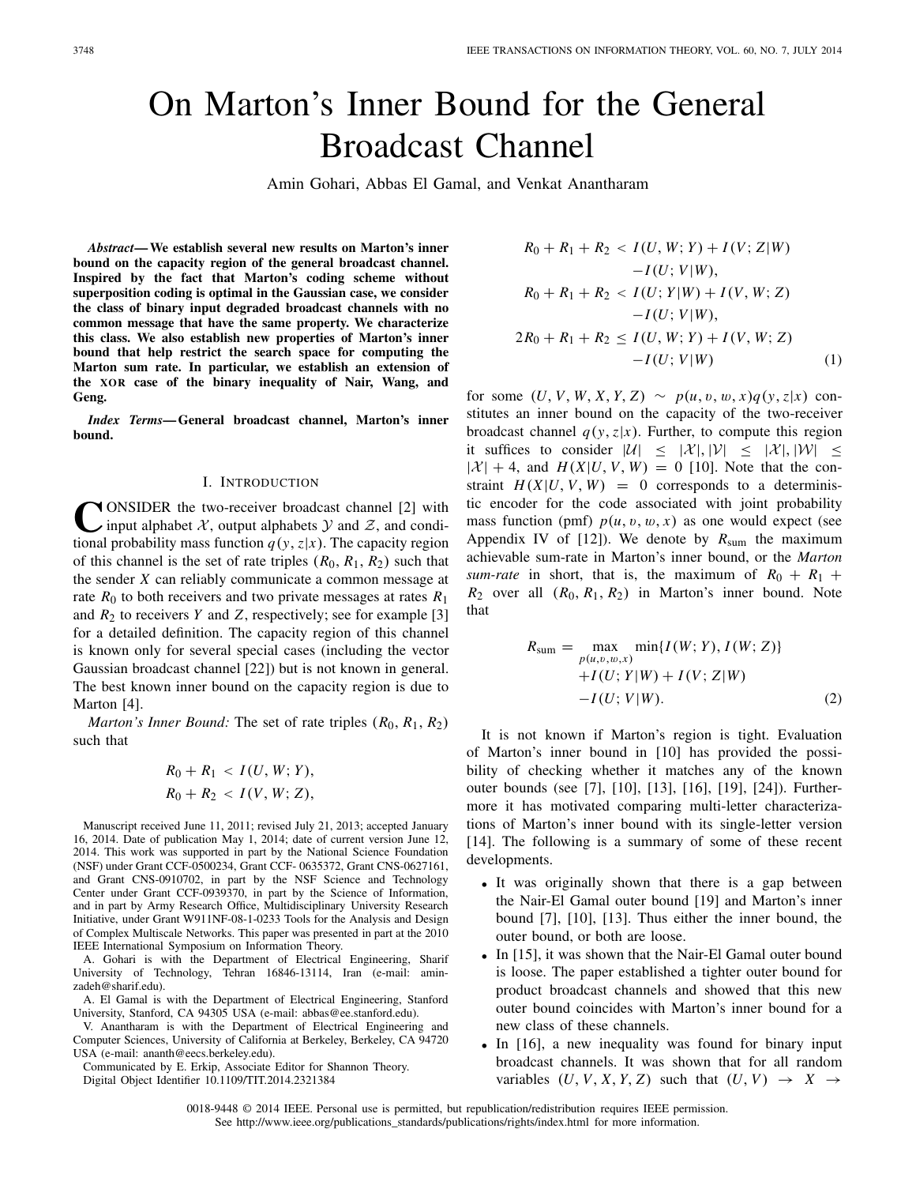# On Marton's Inner Bound for the General Broadcast Channel

Amin Gohari, Abbas El Gamal, and Venkat Anantharam

***Abstract*— We establish several new results on Marton's inner bound on the capacity region of the general broadcast channel. Inspired by the fact that Marton's coding scheme without superposition coding is optimal in the Gaussian case, we consider the class of binary input degraded broadcast channels with no common message that have the same property. We characterize this class. We also establish new properties of Marton's inner bound that help restrict the search space for computing the Marton sum rate. In particular, we establish an extension of the XOR case of the binary inequality of Nair, Wang, and Geng.**

***Index Terms*— General broadcast channel, Marton's inner bound.**

## I. Introduction

Consider the two-receiver broadcast channel [2] with input alphabet $\mathcal{X}$, output alphabets $\mathcal{Y}$ and $\mathcal{Z}$, and conditional probability mass function $q(y, z|x)$. The capacity region of this channel is the set of rate triples $(R_0, R_1, R_2)$ such that the sender $X$ can reliably communicate a common message at rate $R_0$ to both receivers and two private messages at rates $R_1$ and $R_2$ to receivers $Y$ and $Z$, respectively; see for example [3] for a detailed definition. The capacity region of this channel is known only for several special cases (including the vector Gaussian broadcast channel [22]) but is not known in general. The best known inner bound on the capacity region is due to Marton [4].

*Marton's Inner Bound:* The set of rate triples $(R_0, R_1, R_2)$ such that

$$
\begin{aligned}
R_0 + R_1 &< I(U, W; Y), \\
R_0 + R_2 &< I(V, W; Z), \\
R_0 + R_1 + R_2 &< I(U, W; Y) + I(V; Z|W) \\
&\quad - I(U; V|W), \\
R_0 + R_1 + R_2 &< I(U; Y|W) + I(V, W; Z) \\
&\quad - I(U; V|W), \\
2R_0 + R_1 + R_2 &\le I(U, W; Y) + I(V, W; Z) \\
&\quad - I(U; V|W) \qquad (1)
\end{aligned}
$$

for some $(U, V, W, X, Y, Z) \sim p(u, v, w, x)q(y, z|x)$ constitutes an inner bound on the capacity of the two-receiver broadcast channel $q(y, z|x)$. Further, to compute this region it suffices to consider $|\mathcal{U}| \le |\mathcal{X}|, |\mathcal{V}| \le |\mathcal{X}|, |\mathcal{W}| \le |\mathcal{X}| + 4$, and $H(X|U, V, W) = 0$ [10]. Note that the constraint $H(X|U, V, W) = 0$ corresponds to a deterministic encoder for the code associated with joint probability mass function (pmf) $p(u, v, w, x)$ as one would expect (see Appendix IV of [12]). We denote by $R_{\text{sum}}$ the maximum achievable sum-rate in Marton's inner bound, or the *Marton sum-rate* in short, that is, the maximum of $R_0 + R_1 + R_2$ over all $(R_0, R_1, R_2)$ in Marton's inner bound. Note that

$$
\begin{aligned}
R_{\text{sum}} = \max_{p(u,v,w,x)} &\min\{I(W; Y), I(W; Z)\} \\
&+ I(U; Y|W) + I(V; Z|W) \\
&- I(U; V|W). \qquad (2)
\end{aligned}
$$

It is not known if Marton's region is tight. Evaluation of Marton's inner bound in [10] has provided the possibility of checking whether it matches any of the known outer bounds (see [7], [10], [13], [16], [19], [24]). Furthermore it has motivated comparing multi-letter characterizations of Marton's inner bound with its single-letter version [14]. The following is a summary of some of these recent developments.

- It was originally shown that there is a gap between the Nair-El Gamal outer bound [19] and Marton's inner bound [7], [10], [13]. Thus either the inner bound, the outer bound, or both are loose.
- In [15], it was shown that the Nair-El Gamal outer bound is loose. The paper established a tighter outer bound for product broadcast channels and showed that this new outer bound coincides with Marton's inner bound for a new class of these channels.
- In [16], a new inequality was found for binary input broadcast channels. It was shown that for all random variables $(U, V, X, Y, Z)$ such that $(U, V) \to X \to$

Manuscript received June 11, 2011; revised July 21, 2013; accepted January 16, 2014. Date of publication May 1, 2014; date of current version June 12, 2014. This work was supported in part by the National Science Foundation (NSF) under Grant CCF-0500234, Grant CCF- 0635372, Grant CNS-0627161, and Grant CNS-0910702, in part by the NSF Science and Technology Center under Grant CCF-0939370, in part by the Science of Information, and in part by Army Research Office, Multidisciplinary University Research Initiative, under Grant W911NF-08-1-0233 Tools for the Analysis and Design of Complex Multiscale Networks. This paper was presented in part at the 2010 IEEE International Symposium on Information Theory.

A. Gohari is with the Department of Electrical Engineering, Sharif University of Technology, Tehran 16846-13114, Iran (e-mail: aminzadeh@sharif.edu).

A. El Gamal is with the Department of Electrical Engineering, Stanford University, Stanford, CA 94305 USA (e-mail: abbas@ee.stanford.edu).

V. Anantharam is with the Department of Electrical Engineering and Computer Sciences, University of California at Berkeley, Berkeley, CA 94720 USA (e-mail: ananth@eecs.berkeley.edu).

Communicated by E. Erkip, Associate Editor for Shannon Theory.

Digital Object Identifier 10.1109/TIT.2014.2321384

0018-9448 © 2014 IEEE. Personal use is permitted, but republication/redistribution requires IEEE permission. See http://www.ieee.org/publications_standards/publications/rights/index.html for more information.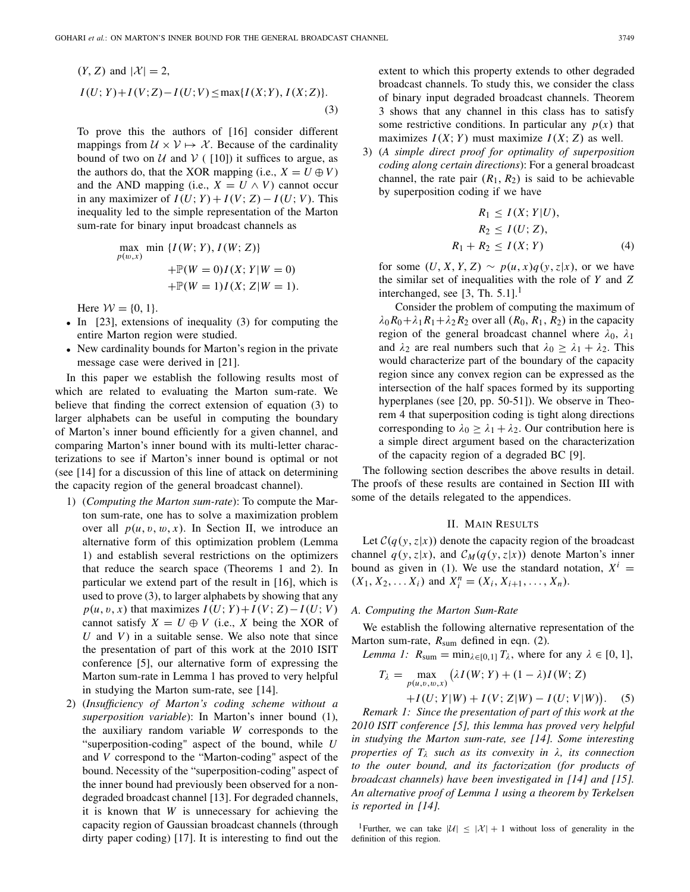$(Y, Z)$ and $|\mathcal{X}| = 2$,

$$I(U;Y) + I(V;Z) - I(U;V) \le \max\{I(X;Y), I(X;Z)\}. \quad (3)$$

To prove this the authors of [16] consider different mappings from $\mathcal{U} \times \mathcal{V} \mapsto \mathcal{X}$. Because of the cardinality bound of two on $\mathcal{U}$ and $\mathcal{V}$ ( [10]) it suffices to argue, as the authors do, that the XOR mapping (i.e., $X = U \oplus V$) and the AND mapping (i.e., $X = U \wedge V$) cannot occur in any maximizer of $I(U;Y) + I(V;Z) - I(U;V)$. This inequality led to the simple representation of the Marton sum-rate for binary input broadcast channels as

$$\max_{p(w,x)} \min\{I(W;Y), I(W;Z)\} + \mathbb{P}(W=0)I(X;Y|W=0) + \mathbb{P}(W=1)I(X;Z|W=1).$$

Here $\mathcal{W} = \{0, 1\}$.

- In [23], extensions of inequality (3) for computing the entire Marton region were studied.
- New cardinality bounds for Marton's region in the private message case were derived in [21].

In this paper we establish the following results most of which are related to evaluating the Marton sum-rate. We believe that finding the correct extension of equation (3) to larger alphabets can be useful in computing the boundary of Marton's inner bound efficiently for a given channel, and comparing Marton's inner bound with its multi-letter characterizations to see if Marton's inner bound is optimal or not (see [14] for a discussion of this line of attack on determining the capacity region of the general broadcast channel).

1) (*Computing the Marton sum-rate*): To compute the Marton sum-rate, one has to solve a maximization problem over all $p(u, v, w, x)$. In Section II, we introduce an alternative form of this optimization problem (Lemma 1) and establish several restrictions on the optimizers that reduce the search space (Theorems 1 and 2). In particular we extend part of the result in [16], which is used to prove (3), to larger alphabets by showing that any $p(u, v, x)$ that maximizes $I(U;Y)+I(V;Z)-I(U;V)$ cannot satisfy $X = U \oplus V$ (i.e., $X$ being the XOR of $U$ and $V$) in a suitable sense. We also note that since the presentation of part of this work at the 2010 ISIT conference [5], our alternative form of expressing the Marton sum-rate in Lemma 1 has proved to very helpful in studying the Marton sum-rate, see [14].

2) (*Insufficiency of Marton's coding scheme without a superposition variable*): In Marton's inner bound (1), the auxiliary random variable $W$ corresponds to the "superposition-coding" aspect of the bound, while $U$ and $V$ correspond to the "Marton-coding" aspect of the bound. Necessity of the "superposition-coding" aspect of the inner bound had previously been observed for a non-degraded broadcast channel [13]. For degraded channels, it is known that $W$ is unnecessary for achieving the capacity region of Gaussian broadcast channels (through dirty paper coding) [17]. It is interesting to find out the extent to which this property extends to other degraded broadcast channels. To study this, we consider the class of binary input degraded broadcast channels. Theorem 3 shows that any channel in this class has to satisfy some restrictive conditions. In particular any $p(x)$ that maximizes $I(X;Y)$ must maximize $I(X;Z)$ as well.

3) (*A simple direct proof for optimality of superposition coding along certain directions*): For a general broadcast channel, the rate pair $(R_1, R_2)$ is said to be achievable by superposition coding if we have

$$\begin{aligned} R_1 &\le I(X;Y|U), \\ R_2 &\le I(U;Z), \\ R_1 + R_2 &\le I(X;Y) \end{aligned} \quad (4)$$

for some $(U, X, Y, Z) \sim p(u, x)q(y, z|x)$, or we have the similar set of inequalities with the role of $Y$ and $Z$ interchanged, see [3, Th. 5.1].[1]

Consider the problem of computing the maximum of $\lambda_0 R_0 + \lambda_1 R_1 + \lambda_2 R_2$ over all $(R_0, R_1, R_2)$ in the capacity region of the general broadcast channel where $\lambda_0$, $\lambda_1$ and $\lambda_2$ are real numbers such that $\lambda_0 \ge \lambda_1 + \lambda_2$. This would characterize part of the boundary of the capacity region since any convex region can be expressed as the intersection of the half spaces formed by its supporting hyperplanes (see [20, pp. 50-51]). We observe in Theorem 4 that superposition coding is tight along directions corresponding to $\lambda_0 \ge \lambda_1 + \lambda_2$. Our contribution here is a simple direct argument based on the characterization of the capacity region of a degraded BC [9].

The following section describes the above results in detail. The proofs of these results are contained in Section III with some of the details relegated to the appendices.

## II. Main Results

Let $\mathcal{C}(q(y, z|x))$ denote the capacity region of the broadcast channel $q(y, z|x)$, and $\mathcal{C}_M(q(y, z|x))$ denote Marton's inner bound as given in (1). We use the standard notation, $X^i = (X_1, X_2, \ldots X_i)$ and $X_i^n = (X_i, X_{i+1}, \ldots, X_n)$.

### A. Computing the Marton Sum-Rate

We establish the following alternative representation of the Marton sum-rate, $R_{\text{sum}}$ defined in eqn. (2).

*Lemma 1:* $R_{\text{sum}} = \min_{\lambda \in [0,1]} T_\lambda$, where for any $\lambda \in [0, 1]$,

$$T_\lambda = \max_{p(u,v,w,x)} \big(\lambda I(W;Y) + (1-\lambda) I(W;Z) + I(U;Y|W) + I(V;Z|W) - I(U;V|W)\big). \quad (5)$$

*Remark 1: Since the presentation of part of this work at the 2010 ISIT conference [5], this lemma has proved very helpful in studying the Marton sum-rate, see [14]. Some interesting properties of $T_\lambda$ such as its convexity in $\lambda$, its connection to the outer bound, and its factorization (for products of broadcast channels) have been investigated in [14] and [15]. An alternative proof of Lemma 1 using a theorem by Terkelsen is reported in [14].*

[1] Further, we can take $|\mathcal{U}| \le |\mathcal{X}| + 1$ without loss of generality in the definition of this region.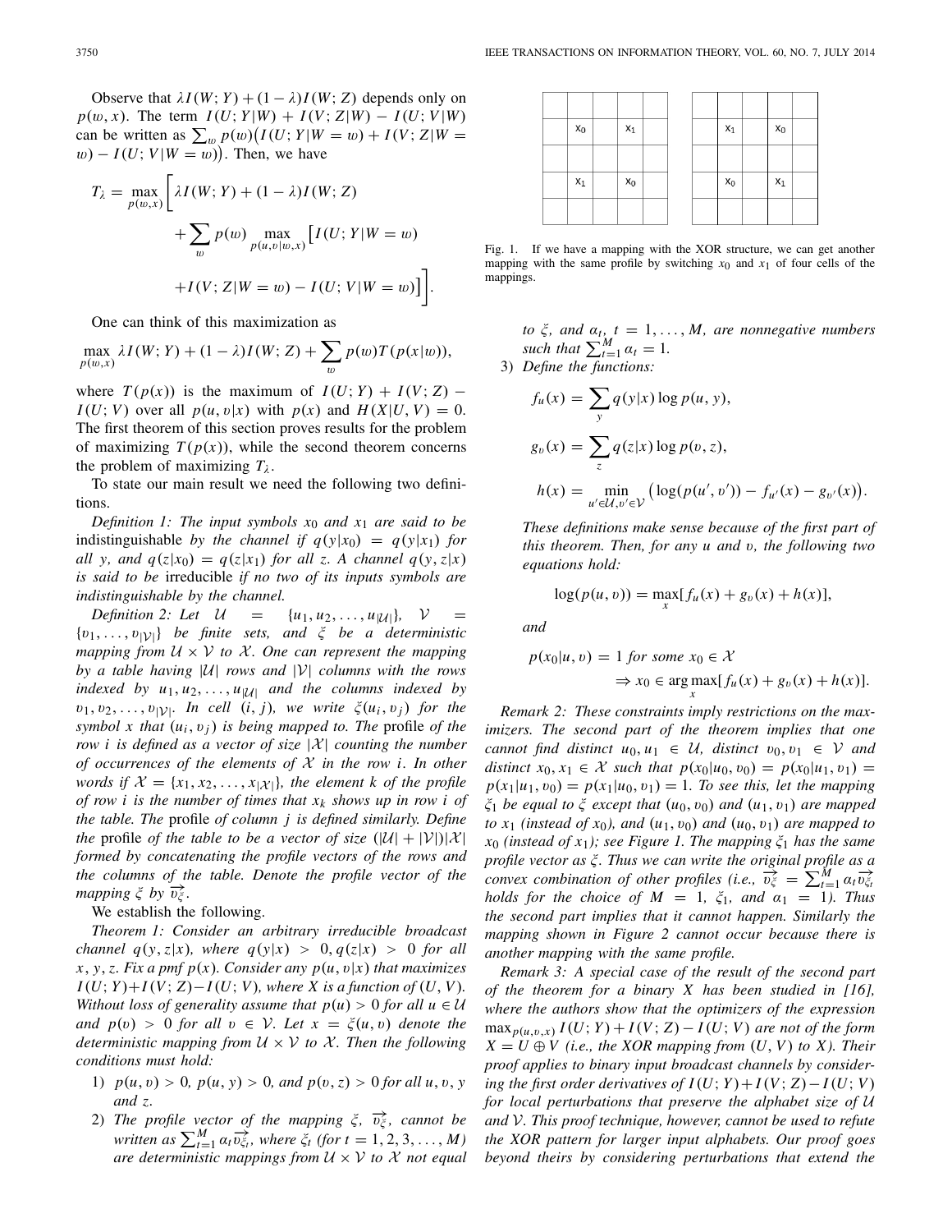Observe that $\lambda I(W; Y) + (1-\lambda) I(W; Z)$ depends only on $p(w, x)$. The term $I(U; Y|W) + I(V; Z|W) - I(U; V|W)$ can be written as $\sum_w p(w)\big(I(U; Y|W = w) + I(V; Z|W = w) - I(U; V|W = w)\big)$. Then, we have

$$T_\lambda = \max_{p(w,x)} \Bigg[ \lambda I(W; Y) + (1-\lambda) I(W; Z) + \sum_w p(w) \max_{p(u,v|w,x)} \big[ I(U; Y|W = w) + I(V; Z|W = w) - I(U; V|W = w) \big] \Bigg].$$

One can think of this maximization as

$$\max_{p(w,x)} \lambda I(W; Y) + (1-\lambda) I(W; Z) + \sum_w p(w) T(p(x|w)),$$

where $T(p(x))$ is the maximum of $I(U; Y) + I(V; Z) - I(U; V)$ over all $p(u, v|x)$ with $p(x)$ and $H(X|U, V) = 0$. The first theorem of this section proves results for the problem of maximizing $T(p(x))$, while the second theorem concerns the problem of maximizing $T_\lambda$.

To state our main result we need the following two definitions.

*Definition 1: The input symbols $x_0$ and $x_1$ are said to be* indistinguishable *by the channel if $q(y|x_0) = q(y|x_1)$ for all $y$, and $q(z|x_0) = q(z|x_1)$ for all $z$. A channel $q(y, z|x)$ is said to be* irreducible *if no two of its inputs symbols are indistinguishable by the channel.*

*Definition 2: Let $\mathcal{U} = \{u_1, u_2, \ldots, u_{|\mathcal{U}|}\}$, $\mathcal{V} = \{v_1, \ldots, v_{|\mathcal{V}|}\}$ be finite sets, and $\xi$ be a deterministic mapping from $\mathcal{U} \times \mathcal{V}$ to $\mathcal{X}$. One can represent the mapping by a table having $|\mathcal{U}|$ rows and $|\mathcal{V}|$ columns with the rows indexed by $u_1, u_2, \ldots, u_{|\mathcal{U}|}$ and the columns indexed by $v_1, v_2, \ldots, v_{|\mathcal{V}|}$. In cell $(i, j)$, we write $\xi(u_i, v_j)$ for the symbol $x$ that $(u_i, v_j)$ is being mapped to. The* profile *of the row $i$ is defined as a vector of size $|\mathcal{X}|$ counting the number of occurrences of the elements of $\mathcal{X}$ in the row $i$. In other words if $\mathcal{X} = \{x_1, x_2, \ldots, x_{|\mathcal{X}|}\}$, the element $k$ of the profile of row $i$ is the number of times that $x_k$ shows up in row $i$ of the table. The* profile *of column $j$ is defined similarly. Define the* profile *of the table to be a vector of size $(|\mathcal{U}| + |\mathcal{V}|)|\mathcal{X}|$ formed by concatenating the profile vectors of the rows and the columns of the table. Denote the profile vector of the mapping $\xi$ by $\overrightarrow{v_\xi}$.*

We establish the following.

*Theorem 1: Consider an arbitrary irreducible broadcast channel $q(y, z|x)$, where $q(y|x) > 0, q(z|x) > 0$ for all $x, y, z$. Fix a pmf $p(x)$. Consider any $p(u, v|x)$ that maximizes $I(U; Y) + I(V; Z) - I(U; V)$, where $X$ is a function of $(U, V)$. Without loss of generality assume that $p(u) > 0$ for all $u \in \mathcal{U}$ and $p(v) > 0$ for all $v \in \mathcal{V}$. Let $x = \xi(u, v)$ denote the deterministic mapping from $\mathcal{U} \times \mathcal{V}$ to $\mathcal{X}$. Then the following conditions must hold:*

1) *$p(u, v) > 0$, $p(u, y) > 0$, and $p(v, z) > 0$ for all $u, v, y$ and $z$.*
2) *The profile vector of the mapping $\xi$, $\overrightarrow{v_\xi}$, cannot be written as $\sum_{t=1}^{M} \alpha_t \overrightarrow{v_{\xi_t}}$, where $\xi_t$ (for $t = 1, 2, 3, \ldots, M$) are deterministic mappings from $\mathcal{U} \times \mathcal{V}$ to $\mathcal{X}$ not equal to $\xi$, and $\alpha_t$, $t = 1, \ldots, M$, are nonnegative numbers such that $\sum_{t=1}^{M} \alpha_t = 1$.*
3) *Define the functions:*

$$f_u(x) = \sum_y q(y|x) \log p(u, y),$$

$$g_v(x) = \sum_z q(z|x) \log p(v, z),$$

$$h(x) = \min_{u' \in \mathcal{U}, v' \in \mathcal{V}} \big( \log(p(u', v')) - f_{u'}(x) - g_{v'}(x) \big).$$

*These definitions make sense because of the first part of this theorem. Then, for any $u$ and $v$, the following two equations hold:*

$$\log(p(u, v)) = \max_x [f_u(x) + g_v(x) + h(x)],$$

*and*

$$p(x_0|u, v) = 1 \text{ for some } x_0 \in \mathcal{X} \Rightarrow x_0 \in \arg\max_x [f_u(x) + g_v(x) + h(x)].$$

|  |  |  |  |  |
|---|---|---|---|---|
|  |  |  |  |  |
|  | $x_0$ |  | $x_1$ |  |
|  |  |  |  |  |
|  | $x_1$ |  | $x_0$ |  |
|  |  |  |  |  |

|  |  |  |  |  |
|---|---|---|---|---|
|  |  |  |  |  |
|  | $x_1$ |  | $x_0$ |  |
|  |  |  |  |  |
|  | $x_0$ |  | $x_1$ |  |
|  |  |  |  |  |

Fig. 1. If we have a mapping with the XOR structure, we can get another mapping with the same profile by switching $x_0$ and $x_1$ of four cells of the mappings.

*Remark 2: These constraints imply restrictions on the maximizers. The second part of the theorem implies that one cannot find distinct $u_0, u_1 \in \mathcal{U}$, distinct $v_0, v_1 \in \mathcal{V}$ and distinct $x_0, x_1 \in \mathcal{X}$ such that $p(x_0|u_0, v_0) = p(x_0|u_1, v_1) = p(x_1|u_1, v_0) = p(x_1|u_0, v_1) = 1$. To see this, let the mapping $\xi_1$ be equal to $\xi$ except that $(u_0, v_0)$ and $(u_1, v_1)$ are mapped to $x_1$ (instead of $x_0$), and $(u_1, v_0)$ and $(u_0, v_1)$ are mapped to $x_0$ (instead of $x_1$); see Figure 1. The mapping $\xi_1$ has the same profile vector as $\xi$. Thus we can write the original profile as a convex combination of other profiles (i.e., $\overrightarrow{v_\xi} = \sum_{t=1}^{M} \alpha_t \overrightarrow{v_{\xi_t}}$ holds for the choice of $M = 1$, $\xi_1$, and $\alpha_1 = 1$). Thus the second part implies that it cannot happen. Similarly the mapping shown in Figure 2 cannot occur because there is another mapping with the same profile.*

*Remark 3: A special case of the result of the second part of the theorem for a binary $X$ has been studied in [16], where the authors show that the optimizers of the expression $\max_{p(u,v,x)} I(U; Y) + I(V; Z) - I(U; V)$ are not of the form $X = U \oplus V$ (i.e., the XOR mapping from $(U, V)$ to $X$). Their proof applies to binary input broadcast channels by considering the first order derivatives of $I(U; Y) + I(V; Z) - I(U; V)$ for local perturbations that preserve the alphabet size of $\mathcal{U}$ and $\mathcal{V}$. This proof technique, however, cannot be used to refute the XOR pattern for larger input alphabets. Our proof goes beyond theirs by considering perturbations that extend the*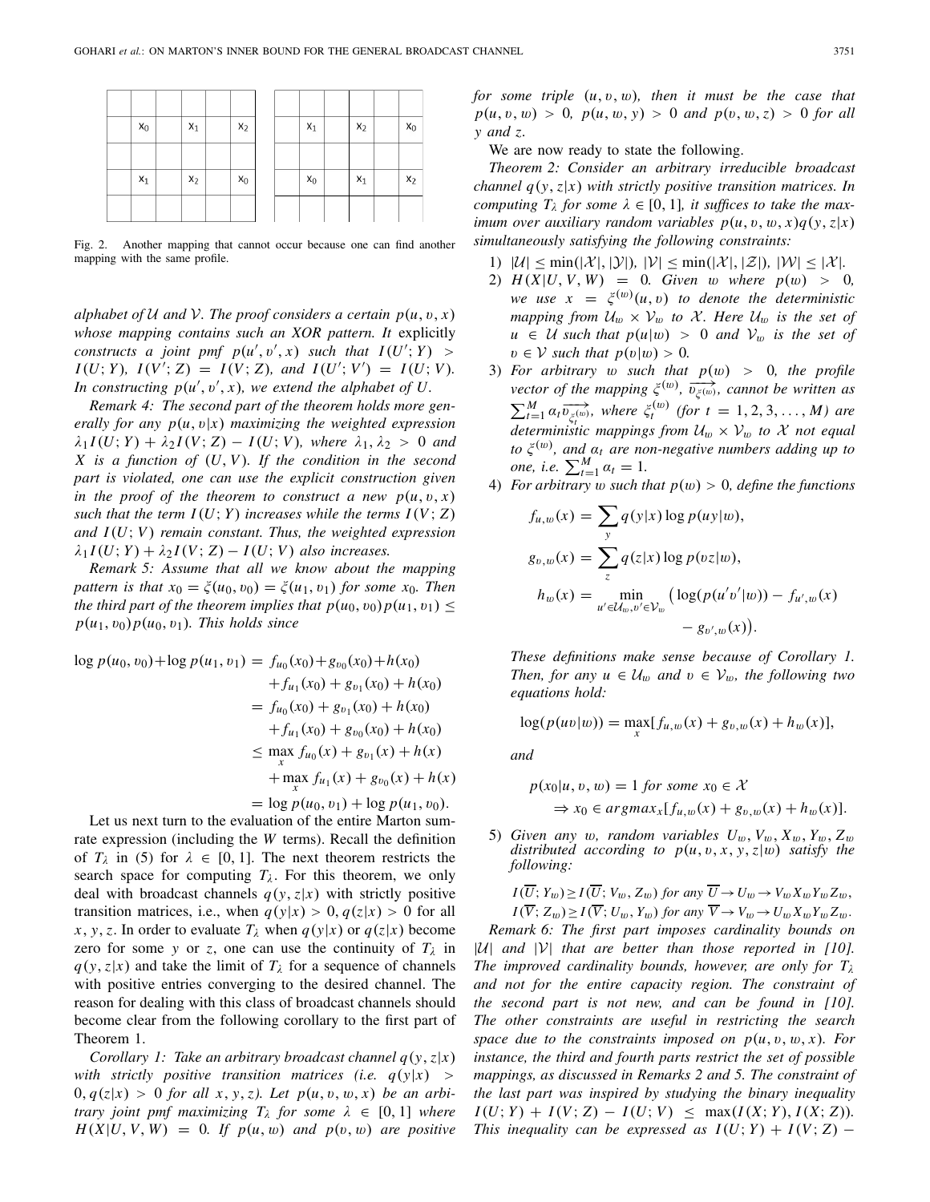|  | $x_0$ |  | $x_1$ |  | $x_2$ |
|---|---|---|---|---|---|
|  |  |  |  |  |  |
|  | $x_1$ |  | $x_2$ |  | $x_0$ |
|  |  |  |  |  |  |

|  | $x_1$ |  | $x_2$ |  | $x_0$ |
|---|---|---|---|---|---|
|  |  |  |  |  |  |
|  | $x_0$ |  | $x_1$ |  | $x_2$ |
|  |  |  |  |  |  |

Fig. 2. Another mapping that cannot occur because one can find another mapping with the same profile.

*alphabet of $\mathcal{U}$ and $\mathcal{V}$. The proof considers a certain $p(u, v, x)$ whose mapping contains such an XOR pattern. It* explicitly *constructs a joint pmf $p(u', v', x)$ such that $I(U'; Y) > I(U; Y)$, $I(V'; Z) = I(V; Z)$, and $I(U'; V') = I(U; V)$. In constructing $p(u', v', x)$, we extend the alphabet of $U$.*

*Remark 4: The second part of the theorem holds more generally for any $p(u, v|x)$ maximizing the weighted expression $\lambda_1 I(U; Y) + \lambda_2 I(V; Z) - I(U; V)$, where $\lambda_1, \lambda_2 > 0$ and $X$ is a function of $(U, V)$. If the condition in the second part is violated, one can use the explicit construction given in the proof of the theorem to construct a new $p(u, v, x)$ such that the term $I(U; Y)$ increases while the terms $I(V; Z)$ and $I(U; V)$ remain constant. Thus, the weighted expression $\lambda_1 I(U; Y) + \lambda_2 I(V; Z) - I(U; V)$ also increases.*

*Remark 5: Assume that all we know about the mapping pattern is that $x_0 = \xi(u_0, v_0) = \xi(u_1, v_1)$ for some $x_0$. Then the third part of the theorem implies that $p(u_0, v_0)p(u_1, v_1) \leq p(u_1, v_0)p(u_0, v_1)$. This holds since*

$$
\begin{aligned}
\log p(u_0, v_0) + \log p(u_1, v_1) &= f_{u_0}(x_0) + g_{v_0}(x_0) + h(x_0) \\
&\quad + f_{u_1}(x_0) + g_{v_1}(x_0) + h(x_0) \\
&= f_{u_0}(x_0) + g_{v_1}(x_0) + h(x_0) \\
&\quad + f_{u_1}(x_0) + g_{v_0}(x_0) + h(x_0) \\
&\leq \max_x f_{u_0}(x) + g_{v_1}(x) + h(x) \\
&\quad + \max_x f_{u_1}(x) + g_{v_0}(x) + h(x) \\
&= \log p(u_0, v_1) + \log p(u_1, v_0).
\end{aligned}
$$

Let us next turn to the evaluation of the entire Marton sum-rate expression (including the $W$ terms). Recall the definition of $T_\lambda$ in (5) for $\lambda \in [0, 1]$. The next theorem restricts the search space for computing $T_\lambda$. For this theorem, we only deal with broadcast channels $q(y, z|x)$ with strictly positive transition matrices, i.e., when $q(y|x) > 0, q(z|x) > 0$ for all $x, y, z$. In order to evaluate $T_\lambda$ when $q(y|x)$ or $q(z|x)$ become zero for some $y$ or $z$, one can use the continuity of $T_\lambda$ in $q(y, z|x)$ and take the limit of $T_\lambda$ for a sequence of channels with positive entries converging to the desired channel. The reason for dealing with this class of broadcast channels should become clear from the following corollary to the first part of Theorem 1.

*Corollary 1: Take an arbitrary broadcast channel $q(y, z|x)$ with strictly positive transition matrices (i.e. $q(y|x) > 0, q(z|x) > 0$ for all $x, y, z$). Let $p(u, v, w, x)$ be an arbitrary joint pmf maximizing $T_\lambda$ for some $\lambda \in [0, 1]$ where $H(X|U, V, W) = 0$. If $p(u, w)$ and $p(v, w)$ are positive for some triple $(u, v, w)$, then it must be the case that $p(u, v, w) > 0$, $p(u, w, y) > 0$ and $p(v, w, z) > 0$ for all $y$ and $z$.*

We are now ready to state the following.

*Theorem 2: Consider an arbitrary irreducible broadcast channel $q(y, z|x)$ with strictly positive transition matrices. In computing $T_\lambda$ for some $\lambda \in [0, 1]$, it suffices to take the maximum over auxiliary random variables $p(u, v, w, x)q(y, z|x)$ simultaneously satisfying the following constraints:*

1) $|\mathcal{U}| \leq \min(|\mathcal{X}|, |\mathcal{Y}|)$, $|\mathcal{V}| \leq \min(|\mathcal{X}|, |\mathcal{Z}|)$, $|\mathcal{W}| \leq |\mathcal{X}|$.
2) *$H(X|U, V, W) = 0$. Given $w$ where $p(w) > 0$, we use $x = \xi^{(w)}(u, v)$ to denote the deterministic mapping from $\mathcal{U}_w \times \mathcal{V}_w$ to $\mathcal{X}$. Here $\mathcal{U}_w$ is the set of $u \in \mathcal{U}$ such that $p(u|w) > 0$ and $\mathcal{V}_w$ is the set of $v \in \mathcal{V}$ such that $p(v|w) > 0$.*
3) *For arbitrary $w$ such that $p(w) > 0$, the profile vector of the mapping $\xi^{(w)}$, $\overrightarrow{v_{\xi^{(w)}}}$, cannot be written as $\sum_{t=1}^{M} \alpha_t \overrightarrow{v_{\xi_t^{(w)}}}$, where $\xi_t^{(w)}$ (for $t = 1, 2, 3, \ldots, M$) are deterministic mappings from $\mathcal{U}_w \times \mathcal{V}_w$ to $\mathcal{X}$ not equal to $\xi^{(w)}$, and $\alpha_t$ are non-negative numbers adding up to one, i.e. $\sum_{t=1}^{M} \alpha_t = 1$.*
4) *For arbitrary $w$ such that $p(w) > 0$, define the functions*

$$
\begin{aligned}
f_{u,w}(x) &= \sum_y q(y|x) \log p(uy|w), \\
g_{v,w}(x) &= \sum_z q(z|x) \log p(vz|w), \\
h_w(x) &= \min_{u' \in \mathcal{U}_w, v' \in \mathcal{V}_w} \big( \log(p(u'v'|w)) - f_{u',w}(x) \\
&\qquad - g_{v',w}(x) \big).
\end{aligned}
$$

*These definitions make sense because of Corollary 1. Then, for any $u \in \mathcal{U}_w$ and $v \in \mathcal{V}_w$, the following two equations hold:*

$$\log(p(uv|w)) = \max_x [f_{u,w}(x) + g_{v,w}(x) + h_w(x)],$$

*and*

$$
\begin{aligned}
&p(x_0|u, v, w) = 1 \text{ for some } x_0 \in \mathcal{X} \\
&\quad \Rightarrow x_0 \in argmax_x [f_{u,w}(x) + g_{v,w}(x) + h_w(x)].
\end{aligned}
$$

5) *Given any $w$, random variables $U_w, V_w, X_w, Y_w, Z_w$ distributed according to $p(u, v, x, y, z|w)$ satisfy the following:*

$$I(\overline{U}; Y_w) \geq I(\overline{U}; V_w, Z_w) \text{ for any } \overline{U} \to U_w \to V_w X_w Y_w Z_w,$$
$$I(\overline{V}; Z_w) \geq I(\overline{V}; U_w, Y_w) \text{ for any } \overline{V} \to V_w \to U_w X_w Y_w Z_w.$$

*Remark 6: The first part imposes cardinality bounds on $|\mathcal{U}|$ and $|\mathcal{V}|$ that are better than those reported in [10]. The improved cardinality bounds, however, are only for $T_\lambda$ and not for the entire capacity region. The constraint of the second part is not new, and can be found in [10]. The other constraints are useful in restricting the search space due to the constraints imposed on $p(u, v, w, x)$. For instance, the third and fourth parts restrict the set of possible mappings, as discussed in Remarks 2 and 5. The constraint of the last part was inspired by studying the binary inequality $I(U; Y) + I(V; Z) - I(U; V) \leq \max(I(X; Y), I(X; Z))$. This inequality can be expressed as $I(U; Y) + I(V; Z) -$*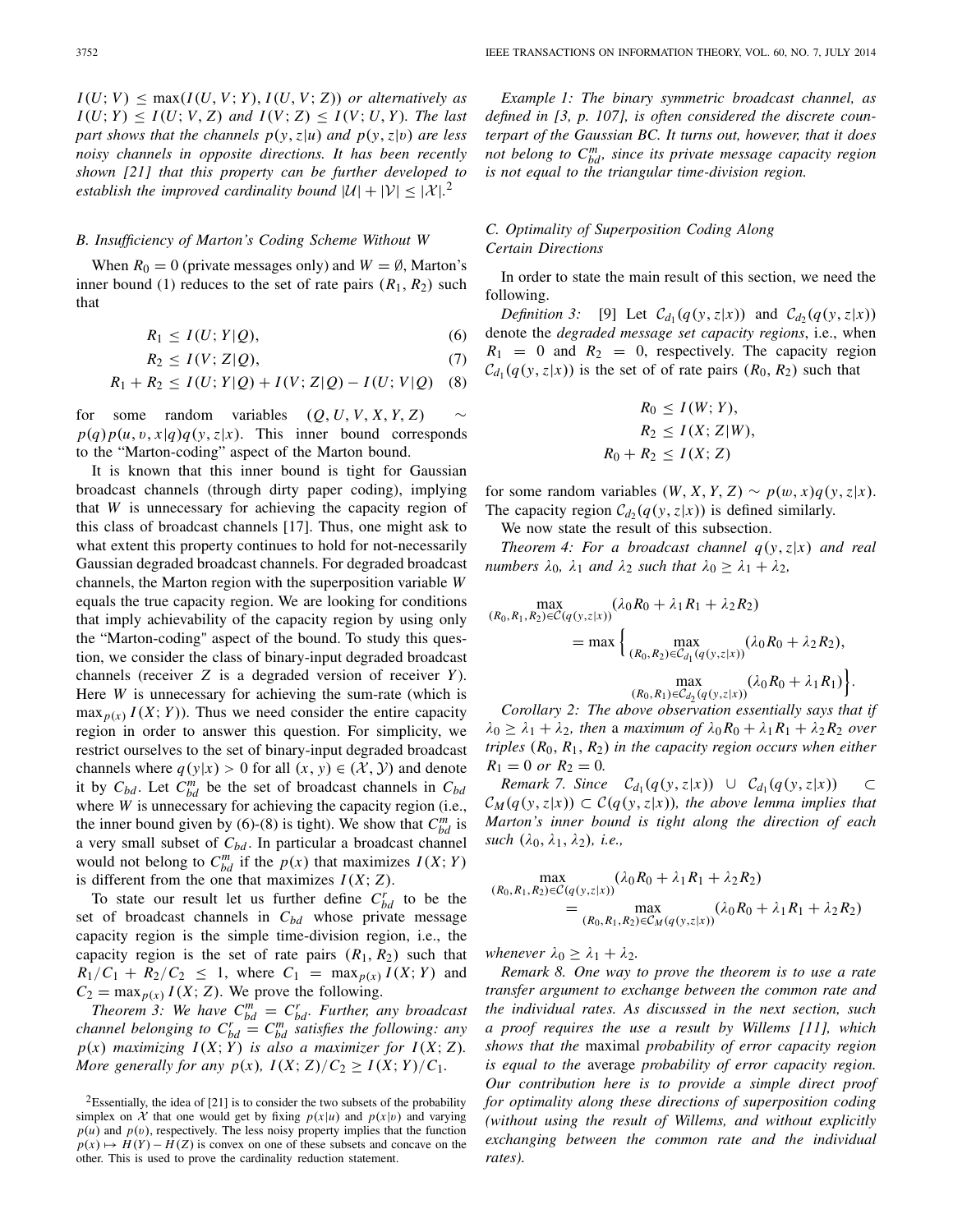$I(U;V) \leq \max(I(U,V;Y), I(U,V;Z))$ *or alternatively as* $I(U;Y) \leq I(U;V,Z)$ *and* $I(V;Z) \leq I(V;U,Y)$. *The last part shows that the channels* $p(y,z|u)$ *and* $p(y,z|v)$ *are less noisy channels in opposite directions. It has been recently shown [21] that this property can be further developed to establish the improved cardinality bound* $|\mathcal{U}| + |\mathcal{V}| \leq |\mathcal{X}|$.[2]

### B. Insufficiency of Marton's Coding Scheme Without W

When $R_0 = 0$ (private messages only) and $W = \emptyset$, Marton's inner bound (1) reduces to the set of rate pairs $(R_1, R_2)$ such that

$$R_1 \leq I(U;Y|Q), \tag{6}$$

$$R_2 \leq I(V;Z|Q), \tag{7}$$

$$R_1 + R_2 \leq I(U;Y|Q) + I(V;Z|Q) - I(U;V|Q) \tag{8}$$

for some random variables $(Q,U,V,X,Y,Z) \sim p(q)p(u,v,x|q)q(y,z|x)$. This inner bound corresponds to the "Marton-coding" aspect of the Marton bound.

It is known that this inner bound is tight for Gaussian broadcast channels (through dirty paper coding), implying that $W$ is unnecessary for achieving the capacity region of this class of broadcast channels [17]. Thus, one might ask to what extent this property continues to hold for not-necessarily Gaussian degraded broadcast channels. For degraded broadcast channels, the Marton region with the superposition variable $W$ equals the true capacity region. We are looking for conditions that imply achievability of the capacity region by using only the "Marton-coding" aspect of the bound. To study this question, we consider the class of binary-input degraded broadcast channels (receiver $Z$ is a degraded version of receiver $Y$). Here $W$ is unnecessary for achieving the sum-rate (which is $\max_{p(x)} I(X;Y)$). Thus we need consider the entire capacity region in order to answer this question. For simplicity, we restrict ourselves to the set of binary-input degraded broadcast channels where $q(y|x) > 0$ for all $(x,y) \in (\mathcal{X}, \mathcal{Y})$ and denote it by $C_{bd}$. Let $C_{bd}^m$ be the set of broadcast channels in $C_{bd}$ where $W$ is unnecessary for achieving the capacity region (i.e., the inner bound given by (6)-(8) is tight). We show that $C_{bd}^m$ is a very small subset of $C_{bd}$. In particular a broadcast channel would not belong to $C_{bd}^m$ if the $p(x)$ that maximizes $I(X;Y)$ is different from the one that maximizes $I(X;Z)$.

To state our result let us further define $C_{bd}^r$ to be the set of broadcast channels in $C_{bd}$ whose private message capacity region is the simple time-division region, i.e., the capacity region is the set of rate pairs $(R_1, R_2)$ such that $R_1/C_1 + R_2/C_2 \leq 1$, where $C_1 = \max_{p(x)} I(X;Y)$ and $C_2 = \max_{p(x)} I(X;Z)$. We prove the following.

*Theorem 3: We have* $C_{bd}^m = C_{bd}^r$. *Further, any broadcast channel belonging to* $C_{bd}^r = C_{bd}^m$ *satisfies the following: any* $p(x)$ *maximizing* $I(X;Y)$ *is also a maximizer for* $I(X;Z)$. *More generally for any* $p(x)$, $I(X;Z)/C_2 \geq I(X;Y)/C_1$.

[2] Essentially, the idea of [21] is to consider the two subsets of the probability simplex on $\mathcal{X}$ that one would get by fixing $p(x|u)$ and $p(x|v)$ and varying $p(u)$ and $p(v)$, respectively. The less noisy property implies that the function $p(x) \mapsto H(Y) - H(Z)$ is convex on one of these subsets and concave on the other. This is used to prove the cardinality reduction statement.

*Example 1: The binary symmetric broadcast channel, as defined in [3, p. 107], is often considered the discrete counterpart of the Gaussian BC. It turns out, however, that it does not belong to* $C_{bd}^m$, *since its private message capacity region is not equal to the triangular time-division region.*

### C. Optimality of Superposition Coding Along Certain Directions

In order to state the main result of this section, we need the following.

*Definition 3:* [9] Let $\mathcal{C}_{d_1}(q(y,z|x))$ and $\mathcal{C}_{d_2}(q(y,z|x))$ denote the *degraded message set capacity regions*, i.e., when $R_1 = 0$ and $R_2 = 0$, respectively. The capacity region $\mathcal{C}_{d_1}(q(y,z|x))$ is the set of of rate pairs $(R_0, R_2)$ such that

$$R_0 \leq I(W;Y),$$
$$R_2 \leq I(X;Z|W),$$
$$R_0 + R_2 \leq I(X;Z)$$

for some random variables $(W,X,Y,Z) \sim p(w,x)q(y,z|x)$. The capacity region $\mathcal{C}_{d_2}(q(y,z|x))$ is defined similarly.

We now state the result of this subsection.

*Theorem 4: For a broadcast channel* $q(y,z|x)$ *and real numbers* $\lambda_0$, $\lambda_1$ *and* $\lambda_2$ *such that* $\lambda_0 \geq \lambda_1 + \lambda_2$,

$$\max_{(R_0,R_1,R_2)\in\mathcal{C}(q(y,z|x))} (\lambda_0 R_0 + \lambda_1 R_1 + \lambda_2 R_2) = \max\Big\{ \max_{(R_0,R_2)\in\mathcal{C}_{d_1}(q(y,z|x))} (\lambda_0 R_0 + \lambda_2 R_2), \max_{(R_0,R_1)\in\mathcal{C}_{d_2}(q(y,z|x))} (\lambda_0 R_0 + \lambda_1 R_1)\Big\}.$$

*Corollary 2: The above observation essentially says that if* $\lambda_0 \geq \lambda_1 + \lambda_2$, *then* a *maximum of* $\lambda_0 R_0 + \lambda_1 R_1 + \lambda_2 R_2$ *over triples* $(R_0, R_1, R_2)$ *in the capacity region occurs when either* $R_1 = 0$ *or* $R_2 = 0$.

*Remark 7. Since* $\mathcal{C}_{d_1}(q(y,z|x)) \cup \mathcal{C}_{d_1}(q(y,z|x)) \subset \mathcal{C}_M(q(y,z|x)) \subset \mathcal{C}(q(y,z|x))$, *the above lemma implies that Marton's inner bound is tight along the direction of each such* $(\lambda_0, \lambda_1, \lambda_2)$, *i.e.,*

$$\max_{(R_0,R_1,R_2)\in\mathcal{C}(q(y,z|x))} (\lambda_0 R_0 + \lambda_1 R_1 + \lambda_2 R_2) = \max_{(R_0,R_1,R_2)\in\mathcal{C}_M(q(y,z|x))} (\lambda_0 R_0 + \lambda_1 R_1 + \lambda_2 R_2)$$

*whenever* $\lambda_0 \geq \lambda_1 + \lambda_2$.

*Remark 8. One way to prove the theorem is to use a rate transfer argument to exchange between the common rate and the individual rates. As discussed in the next section, such a proof requires the use a result by Willems [11], which shows that the* maximal *probability of error capacity region is equal to the* average *probability of error capacity region. Our contribution here is to provide a simple direct proof for optimality along these directions of superposition coding (without using the result of Willems, and without explicitly exchanging between the common rate and the individual rates).*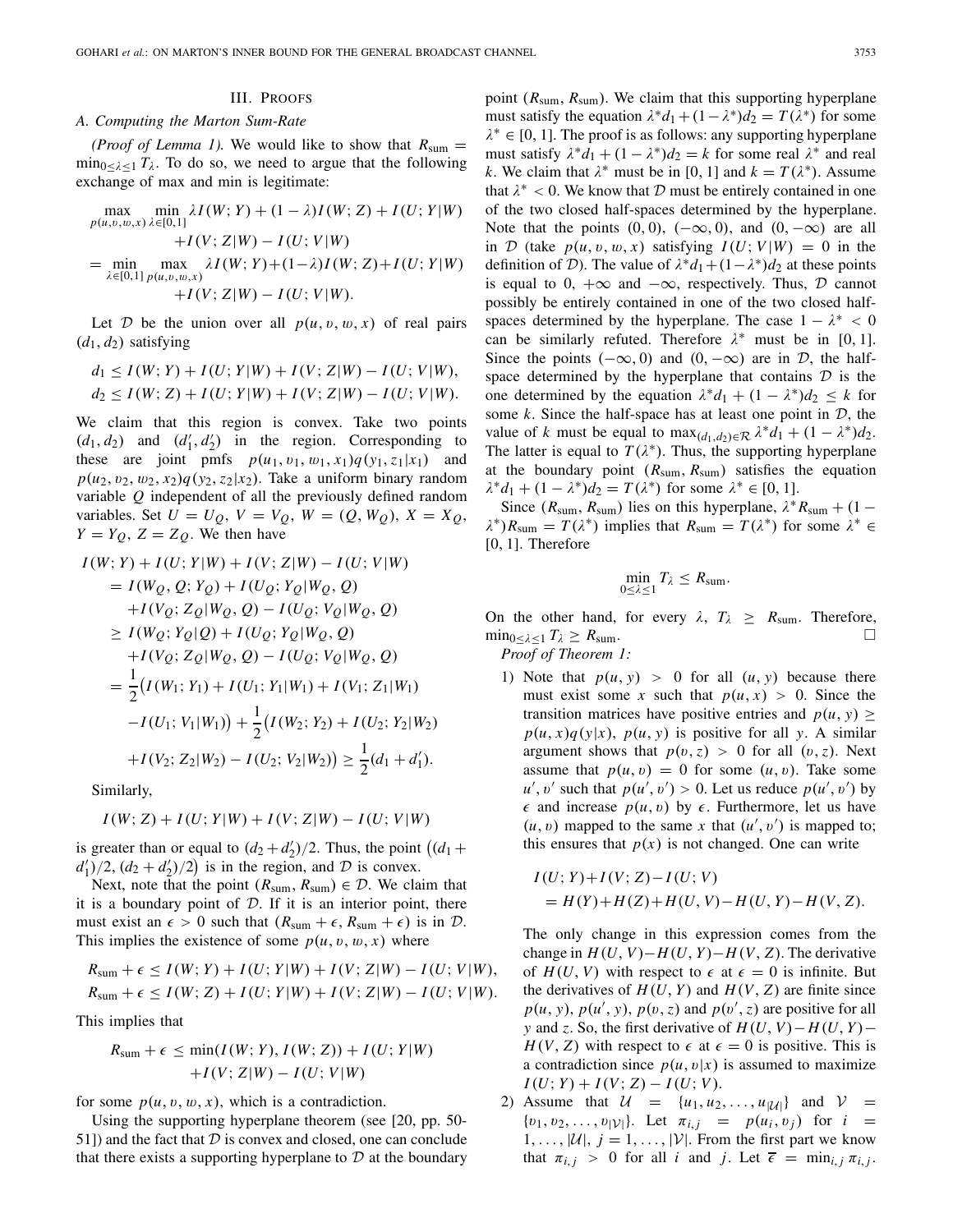## III. Proofs

### A. Computing the Marton Sum-Rate

*(Proof of Lemma 1).* We would like to show that $R_{\text{sum}} = \min_{0\le\lambda\le 1} T_\lambda$. To do so, we need to argue that the following exchange of max and min is legitimate:

$$\begin{aligned}
&\max_{p(u,v,w,x)} \min_{\lambda\in[0,1]} \lambda I(W;Y) + (1-\lambda)I(W;Z) + I(U;Y|W) \\
&\qquad + I(V;Z|W) - I(U;V|W) \\
&= \min_{\lambda\in[0,1]} \max_{p(u,v,w,x)} \lambda I(W;Y) + (1-\lambda)I(W;Z) + I(U;Y|W) \\
&\qquad + I(V;Z|W) - I(U;V|W).
\end{aligned}$$

Let $\mathcal{D}$ be the union over all $p(u,v,w,x)$ of real pairs $(d_1,d_2)$ satisfying

$$d_1 \le I(W;Y) + I(U;Y|W) + I(V;Z|W) - I(U;V|W),$$
$$d_2 \le I(W;Z) + I(U;Y|W) + I(V;Z|W) - I(U;V|W).$$

We claim that this region is convex. Take two points $(d_1,d_2)$ and $(d_1',d_2')$ in the region. Corresponding to these are joint pmfs $p(u_1,v_1,w_1,x_1)q(y_1,z_1|x_1)$ and $p(u_2,v_2,w_2,x_2)q(y_2,z_2|x_2)$. Take a uniform binary random variable $Q$ independent of all the previously defined random variables. Set $U = U_Q$, $V = V_Q$, $W = (Q, W_Q)$, $X = X_Q$, $Y = Y_Q$, $Z = Z_Q$. We then have

$$\begin{aligned}
&I(W;Y) + I(U;Y|W) + I(V;Z|W) - I(U;V|W) \\
&= I(W_Q,Q;Y_Q) + I(U_Q;Y_Q|W_Q,Q) \\
&\quad + I(V_Q;Z_Q|W_Q,Q) - I(U_Q;V_Q|W_Q,Q) \\
&\ge I(W_Q;Y_Q|Q) + I(U_Q;Y_Q|W_Q,Q) \\
&\quad + I(V_Q;Z_Q|W_Q,Q) - I(U_Q;V_Q|W_Q,Q) \\
&= \frac{1}{2}\big(I(W_1;Y_1) + I(U_1;Y_1|W_1) + I(V_1;Z_1|W_1) \\
&\quad - I(U_1;V_1|W_1)\big) + \frac{1}{2}\big(I(W_2;Y_2) + I(U_2;Y_2|W_2) \\
&\quad + I(V_2;Z_2|W_2) - I(U_2;V_2|W_2)\big) \ge \frac{1}{2}(d_1 + d_1').
\end{aligned}$$

Similarly,

$$I(W;Z) + I(U;Y|W) + I(V;Z|W) - I(U;V|W)$$

is greater than or equal to $(d_2+d_2')/2$. Thus, the point $\big((d_1+d_1')/2, (d_2+d_2')/2\big)$ is in the region, and $\mathcal{D}$ is convex.

Next, note that the point $(R_{\text{sum}}, R_{\text{sum}}) \in \mathcal{D}$. We claim that it is a boundary point of $\mathcal{D}$. If it is an interior point, there must exist an $\epsilon > 0$ such that $(R_{\text{sum}}+\epsilon, R_{\text{sum}}+\epsilon)$ is in $\mathcal{D}$. This implies the existence of some $p(u,v,w,x)$ where

$$R_{\text{sum}} + \epsilon \le I(W;Y) + I(U;Y|W) + I(V;Z|W) - I(U;V|W),$$
$$R_{\text{sum}} + \epsilon \le I(W;Z) + I(U;Y|W) + I(V;Z|W) - I(U;V|W).$$

This implies that

$$\begin{aligned}
R_{\text{sum}} + \epsilon &\le \min(I(W;Y), I(W;Z)) + I(U;Y|W) \\
&\quad + I(V;Z|W) - I(U;V|W)
\end{aligned}$$

for some $p(u,v,w,x)$, which is a contradiction.

Using the supporting hyperplane theorem (see [20, pp. 50-51]) and the fact that $\mathcal{D}$ is convex and closed, one can conclude that there exists a supporting hyperplane to $\mathcal{D}$ at the boundary point $(R_{\text{sum}}, R_{\text{sum}})$. We claim that this supporting hyperplane must satisfy the equation $\lambda^* d_1 + (1-\lambda^*)d_2 = T(\lambda^*)$ for some $\lambda^* \in [0,1]$. The proof is as follows: any supporting hyperplane must satisfy $\lambda^* d_1 + (1-\lambda^*)d_2 = k$ for some real $\lambda^*$ and real $k$. We claim that $\lambda^*$ must be in $[0,1]$ and $k = T(\lambda^*)$. Assume that $\lambda^* < 0$. We know that $\mathcal{D}$ must be entirely contained in one of the two closed half-spaces determined by the hyperplane. Note that the points $(0,0)$, $(-\infty,0)$, and $(0,-\infty)$ are all in $\mathcal{D}$ (take $p(u,v,w,x)$ satisfying $I(U;V|W) = 0$ in the definition of $\mathcal{D}$). The value of $\lambda^* d_1 + (1-\lambda^*)d_2$ at these points is equal to $0$, $+\infty$ and $-\infty$, respectively. Thus, $\mathcal{D}$ cannot possibly be entirely contained in one of the two closed half-spaces determined by the hyperplane. The case $1-\lambda^* < 0$ can be similarly refuted. Therefore $\lambda^*$ must be in $[0,1]$. Since the points $(-\infty,0)$ and $(0,-\infty)$ are in $\mathcal{D}$, the half-space determined by the hyperplane that contains $\mathcal{D}$ is the one determined by the equation $\lambda^* d_1 + (1-\lambda^*)d_2 \le k$ for some $k$. Since the half-space has at least one point in $\mathcal{D}$, the value of $k$ must be equal to $\max_{(d_1,d_2)\in\mathcal{R}} \lambda^* d_1 + (1-\lambda^*)d_2$. The latter is equal to $T(\lambda^*)$. Thus, the supporting hyperplane at the boundary point $(R_{\text{sum}}, R_{\text{sum}})$ satisfies the equation $\lambda^* d_1 + (1-\lambda^*)d_2 = T(\lambda^*)$ for some $\lambda^* \in [0,1]$.

Since $(R_{\text{sum}}, R_{\text{sum}})$ lies on this hyperplane, $\lambda^* R_{\text{sum}} + (1-\lambda^*)R_{\text{sum}} = T(\lambda^*)$ implies that $R_{\text{sum}} = T(\lambda^*)$ for some $\lambda^* \in [0,1]$. Therefore

$$\min_{0\le\lambda\le 1} T_\lambda \le R_{\text{sum}}.$$

On the other hand, for every $\lambda$, $T_\lambda \ge R_{\text{sum}}$. Therefore, $\min_{0\le\lambda\le1} T_\lambda \ge R_{\text{sum}}$. □

*Proof of Theorem 1:*

1) Note that $p(u,y) > 0$ for all $(u,y)$ because there must exist some $x$ such that $p(u,x) > 0$. Since the transition matrices have positive entries and $p(u,y) \ge p(u,x)q(y|x)$, $p(u,y)$ is positive for all $y$. A similar argument shows that $p(v,z) > 0$ for all $(v,z)$. Next assume that $p(u,v) = 0$ for some $(u,v)$. Take some $u', v'$ such that $p(u',v') > 0$. Let us reduce $p(u',v')$ by $\epsilon$ and increase $p(u,v)$ by $\epsilon$. Furthermore, let us have $(u,v)$ mapped to the same $x$ that $(u',v')$ is mapped to; this ensures that $p(x)$ is not changed. One can write

$$\begin{aligned}
&I(U;Y) + I(V;Z) - I(U;V) \\
&\quad = H(Y) + H(Z) + H(U,V) - H(U,Y) - H(V,Z).
\end{aligned}$$

The only change in this expression comes from the change in $H(U,V) - H(U,Y) - H(V,Z)$. The derivative of $H(U,V)$ with respect to $\epsilon$ at $\epsilon = 0$ is infinite. But the derivatives of $H(U,Y)$ and $H(V,Z)$ are finite since $p(u,y)$, $p(u',y)$, $p(v,z)$ and $p(v',z)$ are positive for all $y$ and $z$. So, the first derivative of $H(U,V) - H(U,Y) - H(V,Z)$ with respect to $\epsilon$ at $\epsilon = 0$ is positive. This is a contradiction since $p(u,v|x)$ is assumed to maximize $I(U;Y) + I(V;Z) - I(U;V)$.

2) Assume that $\mathcal{U} = \{u_1, u_2, \ldots, u_{|\mathcal{U}|}\}$ and $\mathcal{V} = \{v_1, v_2, \ldots, v_{|\mathcal{V}|}\}$. Let $\pi_{i,j} = p(u_i, v_j)$ for $i = 1, \ldots, |\mathcal{U}|$, $j = 1, \ldots, |\mathcal{V}|$. From the first part we know that $\pi_{i,j} > 0$ for all $i$ and $j$. Let $\overline{\epsilon} = \min_{i,j} \pi_{i,j}$.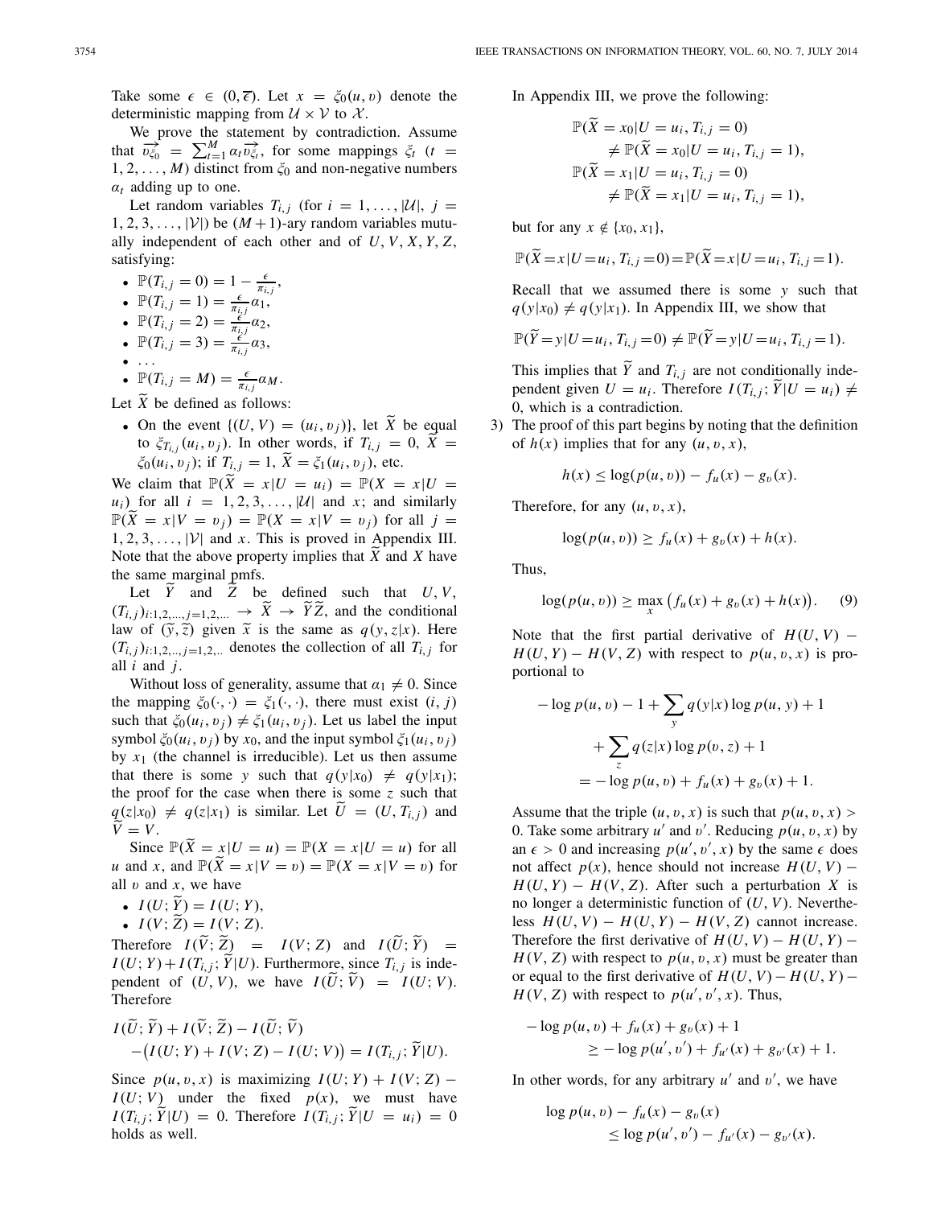Take some $\epsilon \in (0, \overline{\epsilon})$. Let $x = \xi_0(u, v)$ denote the deterministic mapping from $\mathcal{U} \times \mathcal{V}$ to $\mathcal{X}$.

We prove the statement by contradiction. Assume that $\overrightarrow{v_{\xi_0}} = \sum_{t=1}^{M} \alpha_t \overrightarrow{v_{\xi_t}}$, for some mappings $\xi_t$ ($t = 1, 2, \ldots, M$) distinct from $\xi_0$ and non-negative numbers $\alpha_t$ adding up to one.

Let random variables $T_{i,j}$ (for $i = 1, \ldots, |\mathcal{U}|$, $j = 1, 2, 3, \ldots, |\mathcal{V}|$) be $(M+1)$-ary random variables mutually independent of each other and of $U, V, X, Y, Z$, satisfying:

- $\mathbb{P}(T_{i,j} = 0) = 1 - \frac{\epsilon}{\pi_{i,j}}$,
- $\mathbb{P}(T_{i,j} = 1) = \frac{\epsilon}{\pi_{i,j}} \alpha_1$,
- $\mathbb{P}(T_{i,j} = 2) = \frac{\epsilon}{\pi_{i,j}} \alpha_2$,
- $\mathbb{P}(T_{i,j} = 3) = \frac{\epsilon}{\pi_{i,j}} \alpha_3$,
- $\ldots$
- $\mathbb{P}(T_{i,j} = M) = \frac{\epsilon}{\pi_{i,j}} \alpha_M$.

Let $\widetilde{X}$ be defined as follows:

- On the event $\{(U, V) = (u_i, v_j)\}$, let $\widetilde{X}$ be equal to $\xi_{T_{i,j}}(u_i, v_j)$. In other words, if $T_{i,j} = 0$, $\widetilde{X} = \xi_0(u_i, v_j)$; if $T_{i,j} = 1$, $\widetilde{X} = \xi_1(u_i, v_j)$, etc.

We claim that $\mathbb{P}(\widetilde{X} = x | U = u_i) = \mathbb{P}(X = x | U = u_i)$ for all $i = 1, 2, 3, \ldots, |\mathcal{U}|$ and $x$; and similarly $\mathbb{P}(\widetilde{X} = x | V = v_j) = \mathbb{P}(X = x | V = v_j)$ for all $j = 1, 2, 3, \ldots, |\mathcal{V}|$ and $x$. This is proved in Appendix III. Note that the above property implies that $\widetilde{X}$ and $X$ have the same marginal pmfs.

Let $\widetilde{Y}$ and $\widetilde{Z}$ be defined such that $U, V, (T_{i,j})_{i:1,2,\ldots,j=1,2,\ldots} \to \widetilde{X} \to \widetilde{Y}\widetilde{Z}$, and the conditional law of $(\widetilde{y}, \widetilde{z})$ given $\widetilde{x}$ is the same as $q(y, z|x)$. Here $(T_{i,j})_{i:1,2,\ldots,j=1,2,\ldots}$ denotes the collection of all $T_{i,j}$ for all $i$ and $j$.

Without loss of generality, assume that $\alpha_1 \neq 0$. Since the mapping $\xi_0(\cdot, \cdot) = \xi_1(\cdot, \cdot)$, there must exist $(i, j)$ such that $\xi_0(u_i, v_j) \neq \xi_1(u_i, v_j)$. Let us label the input symbol $\xi_0(u_i, v_j)$ by $x_0$, and the input symbol $\xi_1(u_i, v_j)$ by $x_1$ (the channel is irreducible). Let us then assume that there is some $y$ such that $q(y|x_0) \neq q(y|x_1)$; the proof for the case when there is some $z$ such that $q(z|x_0) \neq q(z|x_1)$ is similar. Let $\widetilde{U} = (U, T_{i,j})$ and $\widetilde{V} = V$.

Since $\mathbb{P}(\widetilde{X} = x | U = u) = \mathbb{P}(X = x | U = u)$ for all $u$ and $x$, and $\mathbb{P}(\widetilde{X} = x | V = v) = \mathbb{P}(X = x | V = v)$ for all $v$ and $x$, we have

- $I(U; \widetilde{Y}) = I(U; Y)$,
- $I(V; \widetilde{Z}) = I(V; Z)$.

Therefore $I(\widetilde{V}; \widetilde{Z}) = I(V; Z)$ and $I(\widetilde{U}; \widetilde{Y}) = I(U; Y) + I(T_{i,j}; \widetilde{Y}|U)$. Furthermore, since $T_{i,j}$ is independent of $(U, V)$, we have $I(\widetilde{U}; \widetilde{V}) = I(U; V)$. Therefore

$$I(\widetilde{U}; \widetilde{Y}) + I(\widetilde{V}; \widetilde{Z}) - I(\widetilde{U}; \widetilde{V}) - \big(I(U; Y) + I(V; Z) - I(U; V)\big) = I(T_{i,j}; \widetilde{Y}|U).$$

Since $p(u, v, x)$ is maximizing $I(U; Y) + I(V; Z) - I(U; V)$ under the fixed $p(x)$, we must have $I(T_{i,j}; \widetilde{Y}|U) = 0$. Therefore $I(T_{i,j}; \widetilde{Y}|U = u_i) = 0$ holds as well.

In Appendix III, we prove the following:

$$\mathbb{P}(\widetilde{X} = x_0 | U = u_i, T_{i,j} = 0) \neq \mathbb{P}(\widetilde{X} = x_0 | U = u_i, T_{i,j} = 1),$$
$$\mathbb{P}(\widetilde{X} = x_1 | U = u_i, T_{i,j} = 0) \neq \mathbb{P}(\widetilde{X} = x_1 | U = u_i, T_{i,j} = 1),$$

but for any $x \notin \{x_0, x_1\}$,

$$\mathbb{P}(\widetilde{X} = x | U = u_i, T_{i,j} = 0) = \mathbb{P}(\widetilde{X} = x | U = u_i, T_{i,j} = 1).$$

Recall that we assumed there is some $y$ such that $q(y|x_0) \neq q(y|x_1)$. In Appendix III, we show that

$$\mathbb{P}(\widetilde{Y} = y | U = u_i, T_{i,j} = 0) \neq \mathbb{P}(\widetilde{Y} = y | U = u_i, T_{i,j} = 1).$$

This implies that $\widetilde{Y}$ and $T_{i,j}$ are not conditionally independent given $U = u_i$. Therefore $I(T_{i,j}; \widetilde{Y}|U = u_i) \neq 0$, which is a contradiction.

3) The proof of this part begins by noting that the definition of $h(x)$ implies that for any $(u, v, x)$,

$$h(x) \leq \log(p(u, v)) - f_u(x) - g_v(x).$$

Therefore, for any $(u, v, x)$,

$$\log(p(u, v)) \geq f_u(x) + g_v(x) + h(x).$$

Thus,

$$\log(p(u, v)) \geq \max_x \big(f_u(x) + g_v(x) + h(x)\big). \quad (9)$$

Note that the first partial derivative of $H(U, V) - H(U, Y) - H(V, Z)$ with respect to $p(u, v, x)$ is proportional to

$$\begin{aligned} &-\log p(u, v) - 1 + \sum_y q(y|x) \log p(u, y) + 1 \\ &\quad + \sum_z q(z|x) \log p(v, z) + 1 \\ &= -\log p(u, v) + f_u(x) + g_v(x) + 1. \end{aligned}$$

Assume that the triple $(u, v, x)$ is such that $p(u, v, x) > 0$. Take some arbitrary $u'$ and $v'$. Reducing $p(u, v, x)$ by an $\epsilon > 0$ and increasing $p(u', v', x)$ by the same $\epsilon$ does not affect $p(x)$, hence should not increase $H(U, V) - H(U, Y) - H(V, Z)$. After such a perturbation $X$ is no longer a deterministic function of $(U, V)$. Nevertheless $H(U, V) - H(U, Y) - H(V, Z)$ cannot increase. Therefore the first derivative of $H(U, V) - H(U, Y) - H(V, Z)$ with respect to $p(u, v, x)$ must be greater than or equal to the first derivative of $H(U, V) - H(U, Y) - H(V, Z)$ with respect to $p(u', v', x)$. Thus,

$$\begin{aligned} -\log p(u, v) + f_u(x) + g_v(x) + 1 \\ \geq -\log p(u', v') + f_{u'}(x) + g_{v'}(x) + 1. \end{aligned}$$

In other words, for any arbitrary $u'$ and $v'$, we have

$$\begin{aligned} \log p(u, v) - f_u(x) - g_v(x) \\ \leq \log p(u', v') - f_{u'}(x) - g_{v'}(x). \end{aligned}$$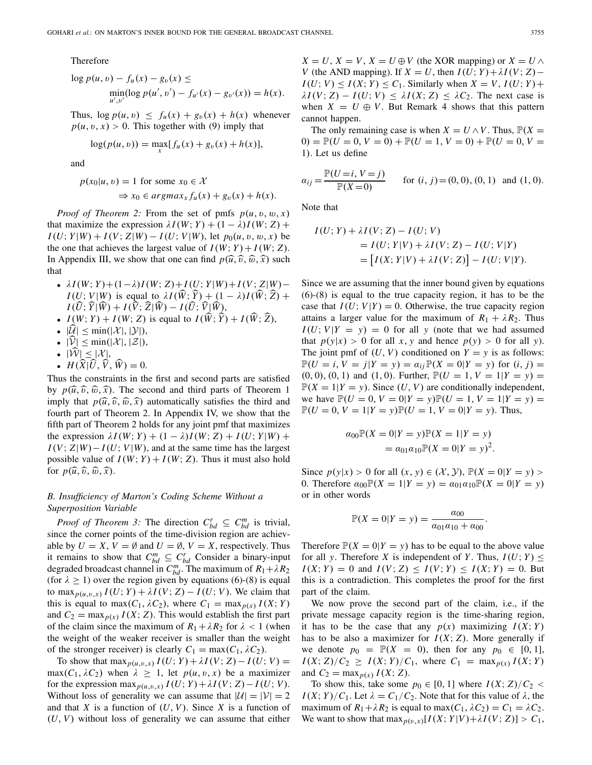Therefore

$$\log p(u, v) - f_u(x) - g_v(x) \leq \min_{u',v'}(\log p(u', v') - f_{u'}(x) - g_{v'}(x)) = h(x).$$

Thus, $\log p(u, v) \leq f_u(x) + g_v(x) + h(x)$ whenever $p(u, v, x) > 0$. This together with (9) imply that

$$\log(p(u, v)) = \max_x [f_u(x) + g_v(x) + h(x)],$$

and

$$p(x_0|u, v) = 1 \text{ for some } x_0 \in \mathcal{X} \Rightarrow x_0 \in argmax_x f_u(x) + g_v(x) + h(x).$$

*Proof of Theorem 2:* From the set of pmfs $p(u, v, w, x)$ that maximize the expression $\lambda I(W; Y) + (1 - \lambda)I(W; Z) + I(U; Y|W) + I(V; Z|W) - I(U; V|W)$, let $p_0(u, v, w, x)$ be the one that achieves the largest value of $I(W; Y) + I(W; Z)$. In Appendix III, we show that one can find $p(\widehat{u}, \widehat{v}, \widehat{w}, \widehat{x})$ such that

- $\lambda I(W; Y)+(1-\lambda)I(W; Z)+I(U; Y|W)+I(V; Z|W)-I(U; V|W)$ is equal to $\lambda I(\widehat{W}; \widehat{Y}) + (1 - \lambda)I(\widehat{W}; \widehat{Z}) + I(\widehat{U}; \widehat{Y}|\widehat{W}) + I(\widehat{V}; \widehat{Z}|\widehat{W}) - I(\widehat{U}; \widehat{V}|\widehat{W})$,
- $I(W; Y) + I(W; Z)$ is equal to $I(\widehat{W}; \widehat{Y}) + I(\widehat{W}; \widehat{Z})$,
- $|\widehat{\mathcal{U}}| \leq \min(|\mathcal{X}|, |\mathcal{Y}|)$,
- $|\widehat{\mathcal{V}}| \leq \min(|\mathcal{X}|, |\mathcal{Z}|)$,
- $|\widehat{\mathcal{W}}| \leq |\mathcal{X}|$,
- $H(\widehat{X}|\widehat{U}, \widehat{V}, \widehat{W}) = 0$.

Thus the constraints in the first and second parts are satisfied by $p(\widehat{u}, \widehat{v}, \widehat{w}, \widehat{x})$. The second and third parts of Theorem 1 imply that $p(\widehat{u}, \widehat{v}, \widehat{w}, \widehat{x})$ automatically satisfies the third and fourth part of Theorem 2. In Appendix IV, we show that the fifth part of Theorem 2 holds for any joint pmf that maximizes the expression $\lambda I(W; Y) + (1 - \lambda)I(W; Z) + I(U; Y|W) + I(V; Z|W) - I(U; V|W)$, and at the same time has the largest possible value of $I(W; Y) + I(W; Z)$. Thus it must also hold for $p(\widehat{u}, \widehat{v}, \widehat{w}, \widehat{x})$.

### B. Insufficiency of Marton's Coding Scheme Without a Superposition Variable

*Proof of Theorem 3:* The direction $C^r_{bd} \subseteq C^m_{bd}$ is trivial, since the corner points of the time-division region are achievable by $U = X$, $V = \emptyset$ and $U = \emptyset$, $V = X$, respectively. Thus it remains to show that $C^m_{bd} \subseteq C^r_{bd}$ Consider a binary-input degraded broadcast channel in $C^m_{bd}$. The maximum of $R_1 + \lambda R_2$ (for $\lambda \geq 1$) over the region given by equations (6)-(8) is equal to $\max_{p(u,v,x)} I(U; Y) + \lambda I(V; Z) - I(U; V)$. We claim that this is equal to $\max(C_1, \lambda C_2)$, where $C_1 = \max_{p(x)} I(X; Y)$ and $C_2 = \max_{p(x)} I(X; Z)$. This would establish the first part of the claim since the maximum of $R_1 + \lambda R_2$ for $\lambda < 1$ (when the weight of the weaker receiver is smaller than the weight of the stronger receiver) is clearly $C_1 = \max(C_1, \lambda C_2)$.

To show that $\max_{p(u,v,x)} I(U; Y) + \lambda I(V; Z) - I(U; V) = \max(C_1, \lambda C_2)$ when $\lambda \geq 1$, let $p(u, v, x)$ be a maximizer for the expression $\max_{p(u,v,x)} I(U; Y) + \lambda I(V; Z) - I(U; V)$. Without loss of generality we can assume that $|\mathcal{U}| = |\mathcal{V}| = 2$ and that $X$ is a function of $(U, V)$. Since $X$ is a function of $(U, V)$ without loss of generality we can assume that either $X = U$, $X = V$, $X = U \oplus V$ (the XOR mapping) or $X = U \wedge V$ (the AND mapping). If $X = U$, then $I(U; Y) + \lambda I(V; Z) - I(U; V) \leq I(X; Y) \leq C_1$. Similarly when $X = V$, $I(U; Y) + \lambda I(V; Z) - I(U; V) \leq \lambda I(X; Z) \leq \lambda C_2$. The next case is when $X = U \oplus V$. But Remark 4 shows that this pattern cannot happen.

The only remaining case is when $X = U \wedge V$. Thus, $\mathbb{P}(X = 0) = \mathbb{P}(U = 0, V = 0) + \mathbb{P}(U = 1, V = 0) + \mathbb{P}(U = 0, V = 1)$. Let us define

$$\alpha_{ij} = \frac{\mathbb{P}(U = i, V = j)}{\mathbb{P}(X = 0)} \quad \text{for } (i, j) = (0, 0), (0, 1) \text{ and } (1, 0).$$

Note that

$$\begin{aligned} I(U; Y) + \lambda I(V; Z) - I(U; V) &= I(U; Y|V) + \lambda I(V; Z) - I(U; V|Y) \\ &= \left[I(X; Y|V) + \lambda I(V; Z)\right] - I(U; V|Y). \end{aligned}$$

Since we are assuming that the inner bound given by equations (6)-(8) is equal to the true capacity region, it has to be the case that $I(U; V|Y) = 0$. Otherwise, the true capacity region attains a larger value for the maximum of $R_1 + \lambda R_2$. Thus $I(U; V|Y = y) = 0$ for all $y$ (note that we had assumed that $p(y|x) > 0$ for all $x, y$ and hence $p(y) > 0$ for all $y$). The joint pmf of $(U, V)$ conditioned on $Y = y$ is as follows: $\mathbb{P}(U = i, V = j|Y = y) = \alpha_{ij}\mathbb{P}(X = 0|Y = y)$ for $(i, j) = (0, 0), (0, 1)$ and $(1, 0)$. Further, $\mathbb{P}(U = 1, V = 1|Y = y) = \mathbb{P}(X = 1|Y = y)$. Since $(U, V)$ are conditionally independent, we have $\mathbb{P}(U = 0, V = 0|Y = y)\mathbb{P}(U = 1, V = 1|Y = y) = \mathbb{P}(U = 0, V = 1|Y = y)\mathbb{P}(U = 1, V = 0|Y = y)$. Thus,

$$\alpha_{00}\mathbb{P}(X = 0|Y = y)\mathbb{P}(X = 1|Y = y) = \alpha_{01}\alpha_{10}\mathbb{P}(X = 0|Y = y)^2.$$

Since $p(y|x) > 0$ for all $(x, y) \in (\mathcal{X}, \mathcal{Y})$, $\mathbb{P}(X = 0|Y = y) > 0$. Therefore $\alpha_{00}\mathbb{P}(X = 1|Y = y) = \alpha_{01}\alpha_{10}\mathbb{P}(X = 0|Y = y)$ or in other words

$$\mathbb{P}(X = 0|Y = y) = \frac{\alpha_{00}}{\alpha_{01}\alpha_{10} + \alpha_{00}}.$$

Therefore $\mathbb{P}(X = 0|Y = y)$ has to be equal to the above value for all $y$. Therefore $X$ is independent of $Y$. Thus, $I(U; Y) \leq I(X; Y) = 0$ and $I(V; Z) \leq I(V; Y) \leq I(X; Y) = 0$. But this is a contradiction. This completes the proof for the first part of the claim.

We now prove the second part of the claim, i.e., if the private message capacity region is the time-sharing region, it has to be the case that any $p(x)$ maximizing $I(X; Y)$ has to be also a maximizer for $I(X; Z)$. More generally if we denote $p_0 = \mathbb{P}(X = 0)$, then for any $p_0 \in [0, 1]$, $I(X; Z)/C_2 \geq I(X; Y)/C_1$, where $C_1 = \max_{p(x)} I(X; Y)$ and $C_2 = \max_{p(x)} I(X; Z)$.

To show this, take some $p_0 \in [0, 1]$ where $I(X; Z)/C_2 < I(X; Y)/C_1$. Let $\lambda = C_1/C_2$. Note that for this value of $\lambda$, the maximum of $R_1 + \lambda R_2$ is equal to $\max(C_1, \lambda C_2) = C_1 = \lambda C_2$. We want to show that $\max_{p(v,x)}[I(X; Y|V) + \lambda I(V; Z)] > C_1$,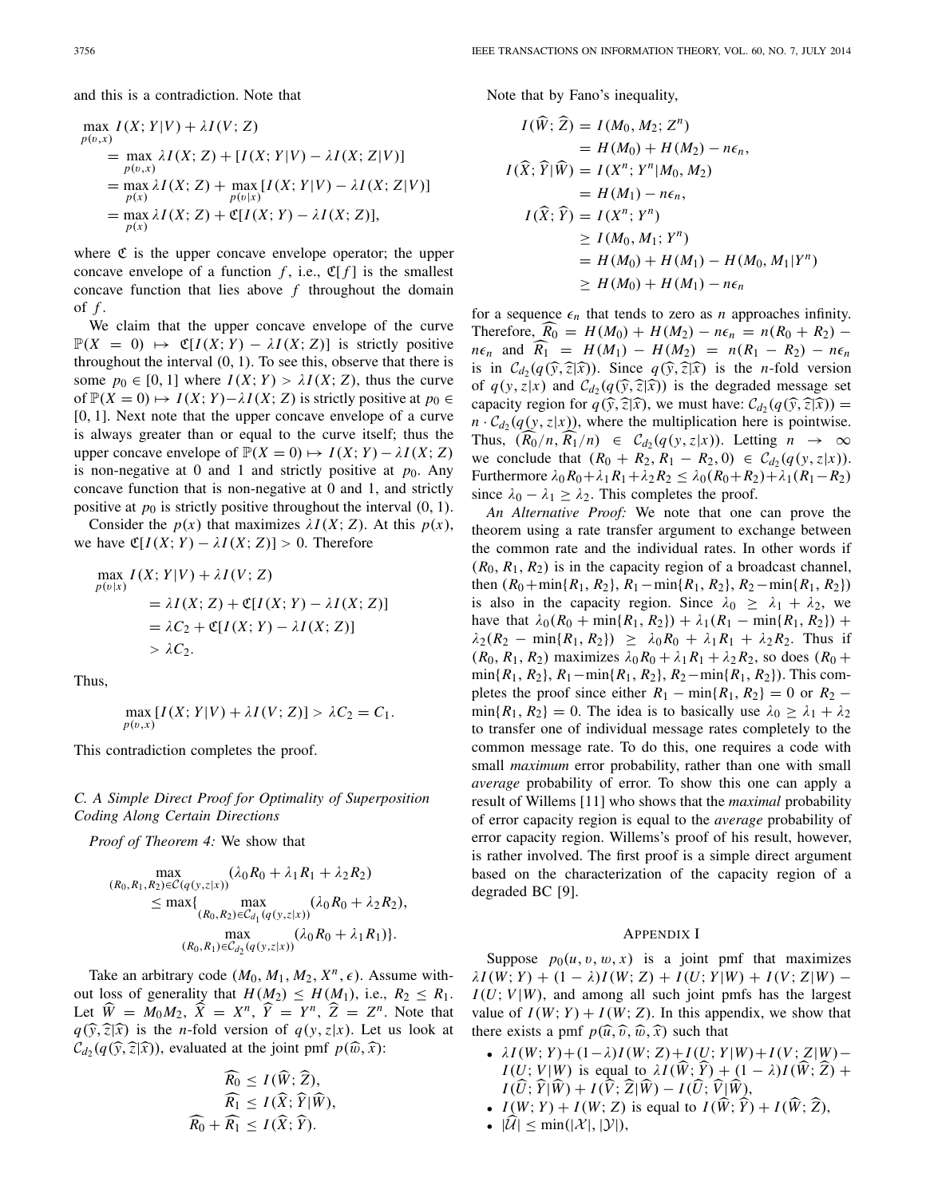and this is a contradiction. Note that

$$
\begin{aligned}
\max_{p(v,x)} & I(X;Y|V) + \lambda I(V;Z) \\
&= \max_{p(v,x)} \lambda I(X;Z) + [I(X;Y|V) - \lambda I(X;Z|V)] \\
&= \max_{p(x)} \lambda I(X;Z) + \max_{p(v|x)} [I(X;Y|V) - \lambda I(X;Z|V)] \\
&= \max_{p(x)} \lambda I(X;Z) + \mathfrak{C}[I(X;Y) - \lambda I(X;Z)],
\end{aligned}
$$

where $\mathfrak{C}$ is the upper concave envelope operator; the upper concave envelope of a function $f$, i.e., $\mathfrak{C}[f]$ is the smallest concave function that lies above $f$ throughout the domain of $f$.

We claim that the upper concave envelope of the curve $\mathbb{P}(X=0) \mapsto \mathfrak{C}[I(X;Y) - \lambda I(X;Z)]$ is strictly positive throughout the interval $(0,1)$. To see this, observe that there is some $p_0 \in [0,1]$ where $I(X;Y) > \lambda I(X;Z)$, thus the curve of $\mathbb{P}(X=0) \mapsto I(X;Y) - \lambda I(X;Z)$ is strictly positive at $p_0 \in [0,1]$. Next note that the upper concave envelope of a curve is always greater than or equal to the curve itself; thus the upper concave envelope of $\mathbb{P}(X=0) \mapsto I(X;Y) - \lambda I(X;Z)$ is non-negative at 0 and 1 and strictly positive at $p_0$. Any concave function that is non-negative at 0 and 1, and strictly positive at $p_0$ is strictly positive throughout the interval $(0,1)$.

Consider the $p(x)$ that maximizes $\lambda I(X;Z)$. At this $p(x)$, we have $\mathfrak{C}[I(X;Y) - \lambda I(X;Z)] > 0$. Therefore

$$
\begin{aligned}
\max_{p(v|x)} & I(X;Y|V) + \lambda I(V;Z) \\
&= \lambda I(X;Z) + \mathfrak{C}[I(X;Y) - \lambda I(X;Z)] \\
&= \lambda C_2 + \mathfrak{C}[I(X;Y) - \lambda I(X;Z)] \\
&> \lambda C_2.
\end{aligned}
$$

Thus,

$$
\max_{p(v,x)} [I(X;Y|V) + \lambda I(V;Z)] > \lambda C_2 = C_1.
$$

This contradiction completes the proof.

### C. A Simple Direct Proof for Optimality of Superposition Coding Along Certain Directions

*Proof of Theorem 4:* We show that

$$
\begin{aligned}
\max_{(R_0,R_1,R_2) \in \mathcal{C}(q(y,z|x))} & (\lambda_0 R_0 + \lambda_1 R_1 + \lambda_2 R_2) \\
\leq \max\{ & \max_{(R_0,R_2) \in \mathcal{C}_{d_1}(q(y,z|x))} (\lambda_0 R_0 + \lambda_2 R_2), \\
& \max_{(R_0,R_1) \in \mathcal{C}_{d_2}(q(y,z|x))} (\lambda_0 R_0 + \lambda_1 R_1)\}.
\end{aligned}
$$

Take an arbitrary code $(M_0, M_1, M_2, X^n, \epsilon)$. Assume without loss of generality that $H(M_2) \leq H(M_1)$, i.e., $R_2 \leq R_1$. Let $\widehat{W} = M_0 M_2$, $\widehat{X} = X^n$, $\widehat{Y} = Y^n$, $\widehat{Z} = Z^n$. Note that $q(\widehat{y}, \widehat{z}|\widehat{x})$ is the $n$-fold version of $q(y,z|x)$. Let us look at $\mathcal{C}_{d_2}(q(\widehat{y}, \widehat{z}|\widehat{x}))$, evaluated at the joint pmf $p(\widehat{w}, \widehat{x})$:

$$
\begin{aligned}
\widehat{R_0} &\leq I(\widehat{W}; \widehat{Z}), \\
\widehat{R_1} &\leq I(\widehat{X}; \widehat{Y}|\widehat{W}), \\
\widehat{R_0} + \widehat{R_1} &\leq I(\widehat{X}; \widehat{Y}).
\end{aligned}
$$

Note that by Fano's inequality,

$$
\begin{aligned}
I(\widehat{W}; \widehat{Z}) &= I(M_0, M_2; Z^n) \\
&= H(M_0) + H(M_2) - n\epsilon_n, \\
I(\widehat{X}; \widehat{Y}|\widehat{W}) &= I(X^n; Y^n | M_0, M_2) \\
&= H(M_1) - n\epsilon_n, \\
I(\widehat{X}; \widehat{Y}) &= I(X^n; Y^n) \\
&\geq I(M_0, M_1; Y^n) \\
&= H(M_0) + H(M_1) - H(M_0, M_1|Y^n) \\
&\geq H(M_0) + H(M_1) - n\epsilon_n
\end{aligned}
$$

for a sequence $\epsilon_n$ that tends to zero as $n$ approaches infinity. Therefore, $\widehat{R_0} = H(M_0) + H(M_2) - n\epsilon_n = n(R_0 + R_2) - n\epsilon_n$ and $\widehat{R_1} = H(M_1) - H(M_2) = n(R_1 - R_2) - n\epsilon_n$ is in $\mathcal{C}_{d_2}(q(\widehat{y}, \widehat{z}|\widehat{x}))$. Since $q(\widehat{y}, \widehat{z}|\widehat{x})$ is the $n$-fold version of $q(y,z|x)$ and $\mathcal{C}_{d_2}(q(\widehat{y}, \widehat{z}|\widehat{x}))$ is the degraded message set capacity region for $q(\widehat{y}, \widehat{z}|\widehat{x})$, we must have: $\mathcal{C}_{d_2}(q(\widehat{y}, \widehat{z}|\widehat{x})) = n \cdot \mathcal{C}_{d_2}(q(y,z|x))$, where the multiplication here is pointwise. Thus, $(\widehat{R_0}/n, \widehat{R_1}/n) \in \mathcal{C}_{d_2}(q(y,z|x))$. Letting $n \to \infty$ we conclude that $(R_0 + R_2, R_1 - R_2, 0) \in \mathcal{C}_{d_2}(q(y,z|x))$. Furthermore $\lambda_0 R_0 + \lambda_1 R_1 + \lambda_2 R_2 \leq \lambda_0 (R_0 + R_2) + \lambda_1 (R_1 - R_2)$ since $\lambda_0 - \lambda_1 \geq \lambda_2$. This completes the proof.

*An Alternative Proof:* We note that one can prove the theorem using a rate transfer argument to exchange between the common rate and the individual rates. In other words if $(R_0, R_1, R_2)$ is in the capacity region of a broadcast channel, then $(R_0 + \min\{R_1, R_2\}, R_1 - \min\{R_1, R_2\}, R_2 - \min\{R_1, R_2\})$ is also in the capacity region. Since $\lambda_0 \geq \lambda_1 + \lambda_2$, we have that $\lambda_0(R_0 + \min\{R_1, R_2\}) + \lambda_1(R_1 - \min\{R_1, R_2\}) + \lambda_2(R_2 - \min\{R_1, R_2\}) \geq \lambda_0 R_0 + \lambda_1 R_1 + \lambda_2 R_2$. Thus if $(R_0, R_1, R_2)$ maximizes $\lambda_0 R_0 + \lambda_1 R_1 + \lambda_2 R_2$, so does $(R_0 + \min\{R_1, R_2\}, R_1 - \min\{R_1, R_2\}, R_2 - \min\{R_1, R_2\})$. This completes the proof since either $R_1 - \min\{R_1, R_2\} = 0$ or $R_2 - \min\{R_1, R_2\} = 0$. The idea is to basically use $\lambda_0 \geq \lambda_1 + \lambda_2$ to transfer one of individual message rates completely to the common message rate. To do this, one requires a code with small *maximum* error probability, rather than one with small *average* probability of error. To show this one can apply a result of Willems [11] who shows that the *maximal* probability of error capacity region is equal to the *average* probability of error capacity region. Willems's proof of his result, however, is rather involved. The first proof is a simple direct argument based on the characterization of the capacity region of a degraded BC [9].

## Appendix I

Suppose $p_0(u,v,w,x)$ is a joint pmf that maximizes $\lambda I(W;Y) + (1-\lambda) I(W;Z) + I(U;Y|W) + I(V;Z|W) - I(U;V|W)$, and among all such joint pmfs has the largest value of $I(W;Y) + I(W;Z)$. In this appendix, we show that there exists a pmf $p(\widehat{u}, \widehat{v}, \widehat{w}, \widehat{x})$ such that

- $\lambda I(W;Y) + (1-\lambda) I(W;Z) + I(U;Y|W) + I(V;Z|W) - I(U;V|W)$ is equal to $\lambda I(\widehat{W};\widehat{Y}) + (1-\lambda) I(\widehat{W};\widehat{Z}) + I(\widehat{U};\widehat{Y}|\widehat{W}) + I(\widehat{V};\widehat{Z}|\widehat{W}) - I(\widehat{U};\widehat{V}|\widehat{W})$,
- $I(W;Y) + I(W;Z)$ is equal to $I(\widehat{W};\widehat{Y}) + I(\widehat{W};\widehat{Z})$,
- $|\widehat{\mathcal{U}}| \leq \min(|\mathcal{X}|, |\mathcal{Y}|)$,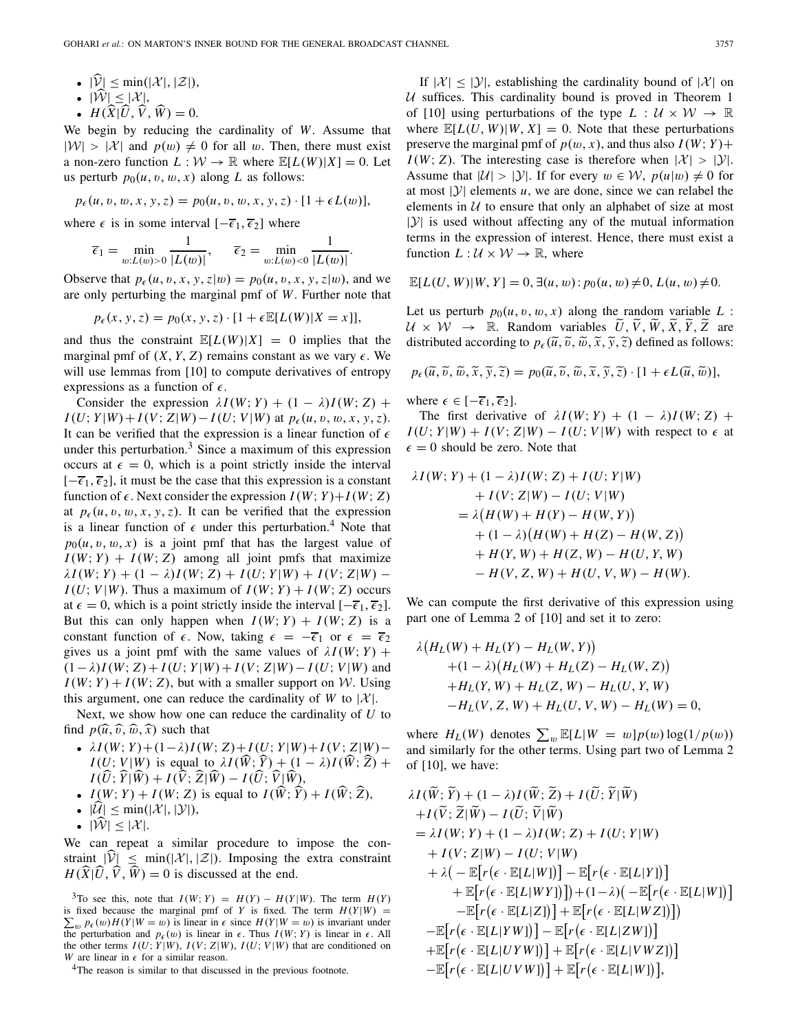- $|\widehat{\mathcal{V}}| \leq \min(|\mathcal{X}|, |\mathcal{Z}|)$,
- $|\widehat{\mathcal{W}}| \leq |\mathcal{X}|$,
- $H(\widehat{X}|\widehat{U}, \widehat{V}, \widehat{W}) = 0$.

We begin by reducing the cardinality of $W$. Assume that $|\mathcal{W}| > |\mathcal{X}|$ and $p(w) \neq 0$ for all $w$. Then, there must exist a non-zero function $L : \mathcal{W} \to \mathbb{R}$ where $\mathbb{E}[L(W)|X] = 0$. Let us perturb $p_0(u, v, w, x)$ along $L$ as follows:

$$p_\epsilon(u, v, w, x, y, z) = p_0(u, v, w, x, y, z) \cdot [1 + \epsilon L(w)],$$

where $\epsilon$ is in some interval $[-\overline{\epsilon}_1, \overline{\epsilon}_2]$ where

$$\overline{\epsilon}_1 = \min_{w: L(w)>0} \frac{1}{|L(w)|}, \quad \overline{\epsilon}_2 = \min_{w: L(w)<0} \frac{1}{|L(w)|}.$$

Observe that $p_\epsilon(u, v, x, y, z|w) = p_0(u, v, x, y, z|w)$, and we are only perturbing the marginal pmf of $W$. Further note that

$$p_\epsilon(x, y, z) = p_0(x, y, z) \cdot [1 + \epsilon \mathbb{E}[L(W)|X = x]],$$

and thus the constraint $\mathbb{E}[L(W)|X] = 0$ implies that the marginal pmf of $(X, Y, Z)$ remains constant as we vary $\epsilon$. We will use lemmas from [10] to compute derivatives of entropy expressions as a function of $\epsilon$.

Consider the expression $\lambda I(W; Y) + (1 - \lambda) I(W; Z) + I(U; Y|W) + I(V; Z|W) - I(U; V|W)$ at $p_\epsilon(u, v, w, x, y, z)$. It can be verified that the expression is a linear function of $\epsilon$ under this perturbation.[3] Since a maximum of this expression occurs at $\epsilon = 0$, which is a point strictly inside the interval $[-\overline{\epsilon}_1, \overline{\epsilon}_2]$, it must be the case that this expression is a constant function of $\epsilon$. Next consider the expression $I(W; Y) + I(W; Z)$ at $p_\epsilon(u, v, w, x, y, z)$. It can be verified that the expression is a linear function of $\epsilon$ under this perturbation.[4] Note that $p_0(u, v, w, x)$ is a joint pmf that has the largest value of $I(W; Y) + I(W; Z)$ among all joint pmfs that maximize $\lambda I(W; Y) + (1 - \lambda) I(W; Z) + I(U; Y|W) + I(V; Z|W) - I(U; V|W)$. Thus a maximum of $I(W; Y) + I(W; Z)$ occurs at $\epsilon = 0$, which is a point strictly inside the interval $[-\overline{\epsilon}_1, \overline{\epsilon}_2]$. But this can only happen when $I(W; Y) + I(W; Z)$ is a constant function of $\epsilon$. Now, taking $\epsilon = -\overline{\epsilon}_1$ or $\epsilon = \overline{\epsilon}_2$ gives us a joint pmf with the same values of $\lambda I(W; Y) + (1 - \lambda) I(W; Z) + I(U; Y|W) + I(V; Z|W) - I(U; V|W)$ and $I(W; Y) + I(W; Z)$, but with a smaller support on $\mathcal{W}$. Using this argument, one can reduce the cardinality of $W$ to $|\mathcal{X}|$.

Next, we show how one can reduce the cardinality of $U$ to find $p(\widehat{u}, \widehat{v}, \widehat{w}, \widehat{x})$ such that

- $\lambda I(W; Y) + (1 - \lambda) I(W; Z) + I(U; Y|W) + I(V; Z|W) - I(U; V|W)$ is equal to $\lambda I(\widehat{W}; \widehat{Y}) + (1 - \lambda) I(\widehat{W}; \widehat{Z}) + I(\widehat{U}; \widehat{Y}|\widehat{W}) + I(\widehat{V}; \widehat{Z}|\widehat{W}) - I(\widehat{U}; \widehat{V}|\widehat{W})$,
- $I(W; Y) + I(W; Z)$ is equal to $I(\widehat{W}; \widehat{Y}) + I(\widehat{W}; \widehat{Z})$,
- $|\widehat{\mathcal{U}}| \leq \min(|\mathcal{X}|, |\mathcal{Y}|)$,
- $|\widehat{\mathcal{W}}| \leq |\mathcal{X}|$.

We can repeat a similar procedure to impose the constraint $|\widehat{\mathcal{V}}| \leq \min(|\mathcal{X}|, |\mathcal{Z}|)$. Imposing the extra constraint $H(\widehat{X}|\widehat{U}, \widehat{V}, \widehat{W}) = 0$ is discussed at the end.

[3]To see this, note that $I(W; Y) = H(Y) - H(Y|W)$. The term $H(Y)$ is fixed because the marginal pmf of $Y$ is fixed. The term $H(Y|W) = \sum_w p_\epsilon(w) H(Y|W = w)$ is linear in $\epsilon$ since $H(Y|W = w)$ is invariant under the perturbation and $p_\epsilon(w)$ is linear in $\epsilon$. Thus $I(W; Y)$ is linear in $\epsilon$. All the other terms $I(U; Y|W)$, $I(V; Z|W)$, $I(U; V|W)$ that are conditioned on $W$ are linear in $\epsilon$ for a similar reason.

[4]The reason is similar to that discussed in the previous footnote.

If $|\mathcal{X}| \leq |\mathcal{Y}|$, establishing the cardinality bound of $|\mathcal{X}|$ on $\mathcal{U}$ suffices. This cardinality bound is proved in Theorem 1 of [10] using perturbations of the type $L : \mathcal{U} \times \mathcal{W} \to \mathbb{R}$ where $\mathbb{E}[L(U, W)|W, X] = 0$. Note that these perturbations preserve the marginal pmf of $p(w, x)$, and thus also $I(W; Y) + I(W; Z)$. The interesting case is therefore when $|\mathcal{X}| > |\mathcal{Y}|$. Assume that $|\mathcal{U}| > |\mathcal{Y}|$. If for every $w \in \mathcal{W}$, $p(u|w) \neq 0$ for at most $|\mathcal{Y}|$ elements $u$, we are done, since we can relabel the elements in $\mathcal{U}$ to ensure that only an alphabet of size at most $|\mathcal{Y}|$ is used without affecting any of the mutual information terms in the expression of interest. Hence, there must exist a function $L : \mathcal{U} \times \mathcal{W} \to \mathbb{R}$, where

$$\mathbb{E}[L(U, W)|W, Y] = 0, \exists (u, w) : p_0(u, w) \neq 0, L(u, w) \neq 0.$$

Let us perturb $p_0(u, v, w, x)$ along the random variable $L : \mathcal{U} \times \mathcal{W} \to \mathbb{R}$. Random variables $\widetilde{U}, \widetilde{V}, \widetilde{W}, \widetilde{X}, \widetilde{Y}, \widetilde{Z}$ are distributed according to $p_\epsilon(\widetilde{u}, \widetilde{v}, \widetilde{w}, \widetilde{x}, \widetilde{y}, \widetilde{z})$ defined as follows:

$$p_\epsilon(\widetilde{u}, \widetilde{v}, \widetilde{w}, \widetilde{x}, \widetilde{y}, \widetilde{z}) = p_0(\widetilde{u}, \widetilde{v}, \widetilde{w}, \widetilde{x}, \widetilde{y}, \widetilde{z}) \cdot [1 + \epsilon L(\widetilde{u}, \widetilde{w})],$$

where $\epsilon \in [-\overline{\epsilon}_1, \overline{\epsilon}_2]$.

The first derivative of $\lambda I(W; Y) + (1 - \lambda) I(W; Z) + I(U; Y|W) + I(V; Z|W) - I(U; V|W)$ with respect to $\epsilon$ at $\epsilon = 0$ should be zero. Note that

$$\begin{aligned}
\lambda I(W; Y) &+ (1 - \lambda) I(W; Z) + I(U; Y|W) \\
&+ I(V; Z|W) - I(U; V|W) \\
&= \lambda\big(H(W) + H(Y) - H(W, Y)\big) \\
&\quad + (1 - \lambda)\big(H(W) + H(Z) - H(W, Z)\big) \\
&\quad + H(Y, W) + H(Z, W) - H(U, Y, W) \\
&\quad - H(V, Z, W) + H(U, V, W) - H(W).
\end{aligned}$$

We can compute the first derivative of this expression using part one of Lemma 2 of [10] and set it to zero:

$$\begin{aligned}
\lambda\big(&H_L(W) + H_L(Y) - H_L(W, Y)\big) \\
&+ (1 - \lambda)\big(H_L(W) + H_L(Z) - H_L(W, Z)\big) \\
&+ H_L(Y, W) + H_L(Z, W) - H_L(U, Y, W) \\
&- H_L(V, Z, W) + H_L(U, V, W) - H_L(W) = 0,
\end{aligned}$$

where $H_L(W)$ denotes $\sum_w \mathbb{E}[L|W = w] p(w) \log(1/p(w))$ and similarly for the other terms. Using part two of Lemma 2 of [10], we have:

$$\begin{aligned}
\lambda I(&\widetilde{W}; \widetilde{Y}) + (1 - \lambda) I(\widetilde{W}; \widetilde{Z}) + I(\widetilde{U}; \widetilde{Y}|\widetilde{W}) \\
&+ I(\widetilde{V}; \widetilde{Z}|\widetilde{W}) - I(\widetilde{U}; \widetilde{V}|\widetilde{W}) \\
&= \lambda I(W; Y) + (1 - \lambda) I(W; Z) + I(U; Y|W) \\
&\quad + I(V; Z|W) - I(U; V|W) \\
&\quad + \lambda\big(-\mathbb{E}\big[r\big(\epsilon \cdot \mathbb{E}[L|W]\big)\big] - \mathbb{E}\big[r\big(\epsilon \cdot \mathbb{E}[L|Y]\big)\big] \\
&\qquad + \mathbb{E}\big[r\big(\epsilon \cdot \mathbb{E}[L|WY]\big)\big]\big) + (1 - \lambda)\big(-\mathbb{E}\big[r\big(\epsilon \cdot \mathbb{E}[L|W]\big)\big] \\
&\qquad - \mathbb{E}\big[r\big(\epsilon \cdot \mathbb{E}[L|Z]\big)\big] + \mathbb{E}\big[r\big(\epsilon \cdot \mathbb{E}[L|WZ]\big)\big]\big) \\
&\quad - \mathbb{E}\big[r\big(\epsilon \cdot \mathbb{E}[L|YW]\big)\big] - \mathbb{E}\big[r\big(\epsilon \cdot \mathbb{E}[L|ZW]\big)\big] \\
&\quad + \mathbb{E}\big[r\big(\epsilon \cdot \mathbb{E}[L|UYW]\big)\big] + \mathbb{E}\big[r\big(\epsilon \cdot \mathbb{E}[L|VWZ]\big)\big] \\
&\quad - \mathbb{E}\big[r\big(\epsilon \cdot \mathbb{E}[L|UVW]\big)\big] + \mathbb{E}\big[r\big(\epsilon \cdot \mathbb{E}[L|W]\big)\big],
\end{aligned}$$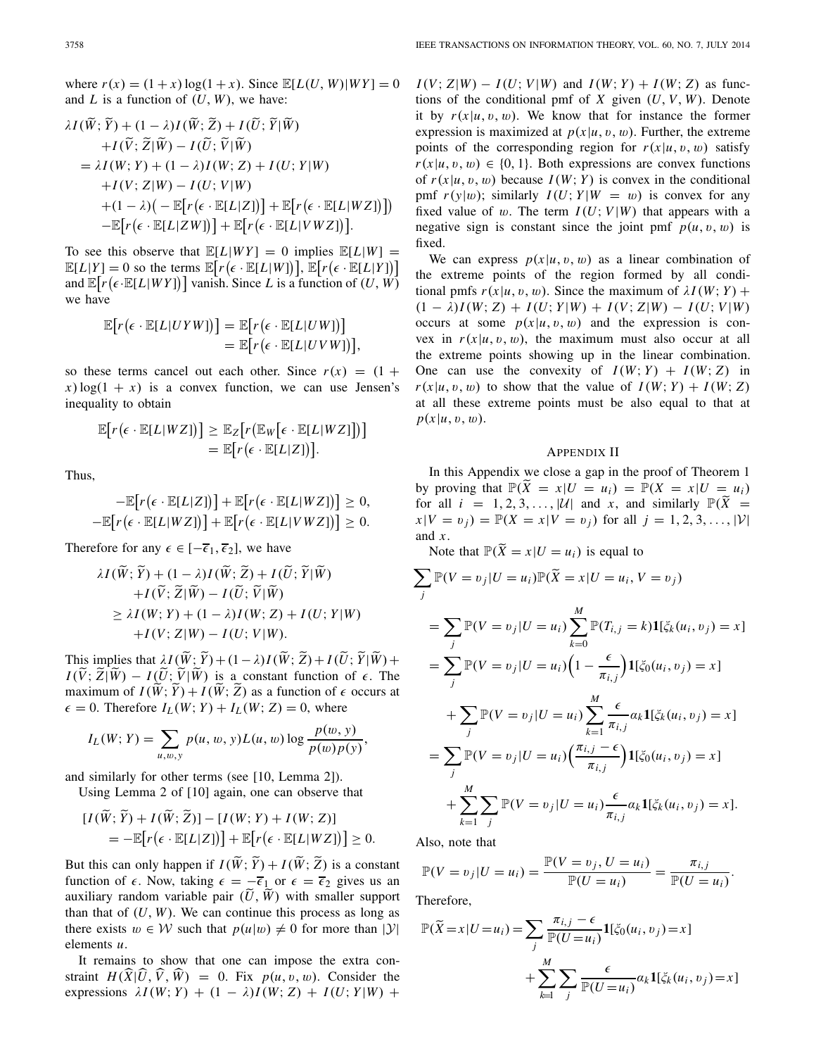where $r(x) = (1+x)\log(1+x)$. Since $\mathbb{E}[L(U,W)|WY] = 0$ and $L$ is a function of $(U, W)$, we have:

$$
\begin{aligned}
&\lambda I(\widetilde{W};\widetilde{Y}) + (1-\lambda)I(\widetilde{W};\widetilde{Z}) + I(\widetilde{U};\widetilde{Y}|\widetilde{W}) \\
&\quad + I(\widetilde{V};\widetilde{Z}|\widetilde{W}) - I(\widetilde{U};\widetilde{V}|\widetilde{W}) \\
&= \lambda I(W;Y) + (1-\lambda)I(W;Z) + I(U;Y|W) \\
&\quad + I(V;Z|W) - I(U;V|W) \\
&\quad + (1-\lambda)\big(-\mathbb{E}\big[r\big(\epsilon\cdot\mathbb{E}[L|Z]\big)\big] + \mathbb{E}\big[r\big(\epsilon\cdot\mathbb{E}[L|WZ]\big)\big]\big) \\
&\quad - \mathbb{E}\big[r\big(\epsilon\cdot\mathbb{E}[L|ZW]\big)\big] + \mathbb{E}\big[r\big(\epsilon\cdot\mathbb{E}[L|VWZ]\big)\big].
\end{aligned}
$$

To see this observe that $\mathbb{E}[L|WY] = 0$ implies $\mathbb{E}[L|W] = \mathbb{E}[L|Y] = 0$ so the terms $\mathbb{E}\big[r\big(\epsilon\cdot\mathbb{E}[L|W]\big)\big]$, $\mathbb{E}\big[r\big(\epsilon\cdot\mathbb{E}[L|Y]\big)\big]$ and $\mathbb{E}\big[r\big(\epsilon\cdot\mathbb{E}[L|WY]\big)\big]$ vanish. Since $L$ is a function of $(U, W)$ we have

$$
\begin{aligned}
\mathbb{E}\big[r\big(\epsilon\cdot\mathbb{E}[L|UYW]\big)\big] &= \mathbb{E}\big[r\big(\epsilon\cdot\mathbb{E}[L|UW]\big)\big] \\
&= \mathbb{E}\big[r\big(\epsilon\cdot\mathbb{E}[L|UVW]\big)\big],
\end{aligned}
$$

so these terms cancel out each other. Since $r(x) = (1+x)\log(1+x)$ is a convex function, we can use Jensen's inequality to obtain

$$
\begin{aligned}
\mathbb{E}\big[r\big(\epsilon\cdot\mathbb{E}[L|WZ]\big)\big] &\geq \mathbb{E}_Z\big[r\big(\mathbb{E}_W\big[\epsilon\cdot\mathbb{E}[L|WZ]\big]\big)\big] \\
&= \mathbb{E}\big[r\big(\epsilon\cdot\mathbb{E}[L|Z]\big)\big].
\end{aligned}
$$

Thus,

$$
\begin{aligned}
-\mathbb{E}\big[r\big(\epsilon\cdot\mathbb{E}[L|Z]\big)\big] + \mathbb{E}\big[r\big(\epsilon\cdot\mathbb{E}[L|WZ]\big)\big] &\geq 0, \\
-\mathbb{E}\big[r\big(\epsilon\cdot\mathbb{E}[L|WZ]\big)\big] + \mathbb{E}\big[r\big(\epsilon\cdot\mathbb{E}[L|VWZ]\big)\big] &\geq 0.
\end{aligned}
$$

Therefore for any $\epsilon \in [-\overline{\epsilon}_1, \overline{\epsilon}_2]$, we have

$$
\begin{aligned}
&\lambda I(\widetilde{W};\widetilde{Y}) + (1-\lambda)I(\widetilde{W};\widetilde{Z}) + I(\widetilde{U};\widetilde{Y}|\widetilde{W}) \\
&\quad + I(\widetilde{V};\widetilde{Z}|\widetilde{W}) - I(\widetilde{U};\widetilde{V}|\widetilde{W}) \\
&\geq \lambda I(W;Y) + (1-\lambda)I(W;Z) + I(U;Y|W) \\
&\quad + I(V;Z|W) - I(U;V|W).
\end{aligned}
$$

This implies that $\lambda I(\widetilde{W};\widetilde{Y}) + (1-\lambda)I(\widetilde{W};\widetilde{Z}) + I(\widetilde{U};\widetilde{Y}|\widetilde{W}) + I(\widetilde{V};\widetilde{Z}|\widetilde{W}) - I(\widetilde{U};\widetilde{V}|\widetilde{W})$ is a constant function of $\epsilon$. The maximum of $I(\widetilde{W};\widetilde{Y}) + I(\widetilde{W};\widetilde{Z})$ as a function of $\epsilon$ occurs at $\epsilon = 0$. Therefore $I_L(W;Y) + I_L(W;Z) = 0$, where

$$
I_L(W;Y) = \sum_{u,w,y} p(u,w,y)L(u,w)\log\frac{p(w,y)}{p(w)p(y)},
$$

and similarly for other terms (see [10, Lemma 2]).

Using Lemma 2 of [10] again, one can observe that

$$
\begin{aligned}
&[I(\widetilde{W};\widetilde{Y}) + I(\widetilde{W};\widetilde{Z})] - [I(W;Y) + I(W;Z)] \\
&\quad = -\mathbb{E}\big[r\big(\epsilon\cdot\mathbb{E}[L|Z]\big)\big] + \mathbb{E}\big[r\big(\epsilon\cdot\mathbb{E}[L|WZ]\big)\big] \geq 0.
\end{aligned}
$$

But this can only happen if $I(\widetilde{W};\widetilde{Y}) + I(\widetilde{W};\widetilde{Z})$ is a constant function of $\epsilon$. Now, taking $\epsilon = -\overline{\epsilon}_1$ or $\epsilon = \overline{\epsilon}_2$ gives us an auxiliary random variable pair $(\widetilde{U}, \widetilde{W})$ with smaller support than that of $(U, W)$. We can continue this process as long as there exists $w \in \mathcal{W}$ such that $p(u|w) \neq 0$ for more than $|\mathcal{Y}|$ elements $u$.

It remains to show that one can impose the extra constraint $H(\widehat{X}|\widehat{U}, \widehat{V}, \widehat{W}) = 0$. Fix $p(u, v, w)$. Consider the expressions $\lambda I(W;Y) + (1-\lambda)I(W;Z) + I(U;Y|W) + I(V;Z|W) - I(U;V|W)$ and $I(W;Y) + I(W;Z)$ as functions of the conditional pmf of $X$ given $(U, V, W)$. Denote it by $r(x|u, v, w)$. We know that for instance the former expression is maximized at $p(x|u, v, w)$. Further, the extreme points of the corresponding region for $r(x|u, v, w)$ satisfy $r(x|u, v, w) \in \{0, 1\}$. Both expressions are convex functions of $r(x|u, v, w)$ because $I(W;Y)$ is convex in the conditional pmf $r(y|w)$; similarly $I(U;Y|W = w)$ is convex for any fixed value of $w$. The term $I(U;V|W)$ that appears with a negative sign is constant since the joint pmf $p(u, v, w)$ is fixed.

We can express $p(x|u, v, w)$ as a linear combination of the extreme points of the region formed by all conditional pmfs $r(x|u, v, w)$. Since the maximum of $\lambda I(W;Y) + (1-\lambda)I(W;Z) + I(U;Y|W) + I(V;Z|W) - I(U;V|W)$ occurs at some $p(x|u, v, w)$ and the expression is convex in $r(x|u, v, w)$, the maximum must also occur at all the extreme points showing up in the linear combination. One can use the convexity of $I(W;Y) + I(W;Z)$ in $r(x|u, v, w)$ to show that the value of $I(W;Y) + I(W;Z)$ at all these extreme points must be also equal to that at $p(x|u, v, w)$.

## Appendix II

In this Appendix we close a gap in the proof of Theorem 1 by proving that $\mathbb{P}(\widetilde{X} = x|U = u_i) = \mathbb{P}(X = x|U = u_i)$ for all $i = 1, 2, 3, \ldots, |\mathcal{U}|$ and $x$, and similarly $\mathbb{P}(\widetilde{X} = x|V = v_j) = \mathbb{P}(X = x|V = v_j)$ for all $j = 1, 2, 3, \ldots, |\mathcal{V}|$ and $x$.

Note that $\mathbb{P}(\widetilde{X} = x|U = u_i)$ is equal to

$$
\begin{aligned}
&\sum_j \mathbb{P}(V = v_j|U = u_i)\mathbb{P}(\widetilde{X} = x|U = u_i, V = v_j) \\
&= \sum_j \mathbb{P}(V = v_j|U = u_i)\sum_{k=0}^{M}\mathbb{P}(T_{i,j} = k)\mathbf{1}[\xi_k(u_i, v_j) = x] \\
&= \sum_j \mathbb{P}(V = v_j|U = u_i)\Big(1 - \frac{\epsilon}{\pi_{i,j}}\Big)\mathbf{1}[\xi_0(u_i, v_j) = x] \\
&\quad + \sum_j \mathbb{P}(V = v_j|U = u_i)\sum_{k=1}^{M}\frac{\epsilon}{\pi_{i,j}}\alpha_k\mathbf{1}[\xi_k(u_i, v_j) = x] \\
&= \sum_j \mathbb{P}(V = v_j|U = u_i)\Big(\frac{\pi_{i,j} - \epsilon}{\pi_{i,j}}\Big)\mathbf{1}[\xi_0(u_i, v_j) = x] \\
&\quad + \sum_{k=1}^{M}\sum_j \mathbb{P}(V = v_j|U = u_i)\frac{\epsilon}{\pi_{i,j}}\alpha_k\mathbf{1}[\xi_k(u_i, v_j) = x].
\end{aligned}
$$

Also, note that

$$
\mathbb{P}(V = v_j|U = u_i) = \frac{\mathbb{P}(V = v_j, U = u_i)}{\mathbb{P}(U = u_i)} = \frac{\pi_{i,j}}{\mathbb{P}(U = u_i)}.
$$

Therefore,

$$
\begin{aligned}
\mathbb{P}(\widetilde{X} = x|U = u_i) &= \sum_j \frac{\pi_{i,j} - \epsilon}{\mathbb{P}(U = u_i)}\mathbf{1}[\xi_0(u_i, v_j) = x] \\
&\quad + \sum_{k=1}^{M}\sum_j \frac{\epsilon}{\mathbb{P}(U = u_i)}\alpha_k\mathbf{1}[\xi_k(u_i, v_j) = x]
\end{aligned}
$$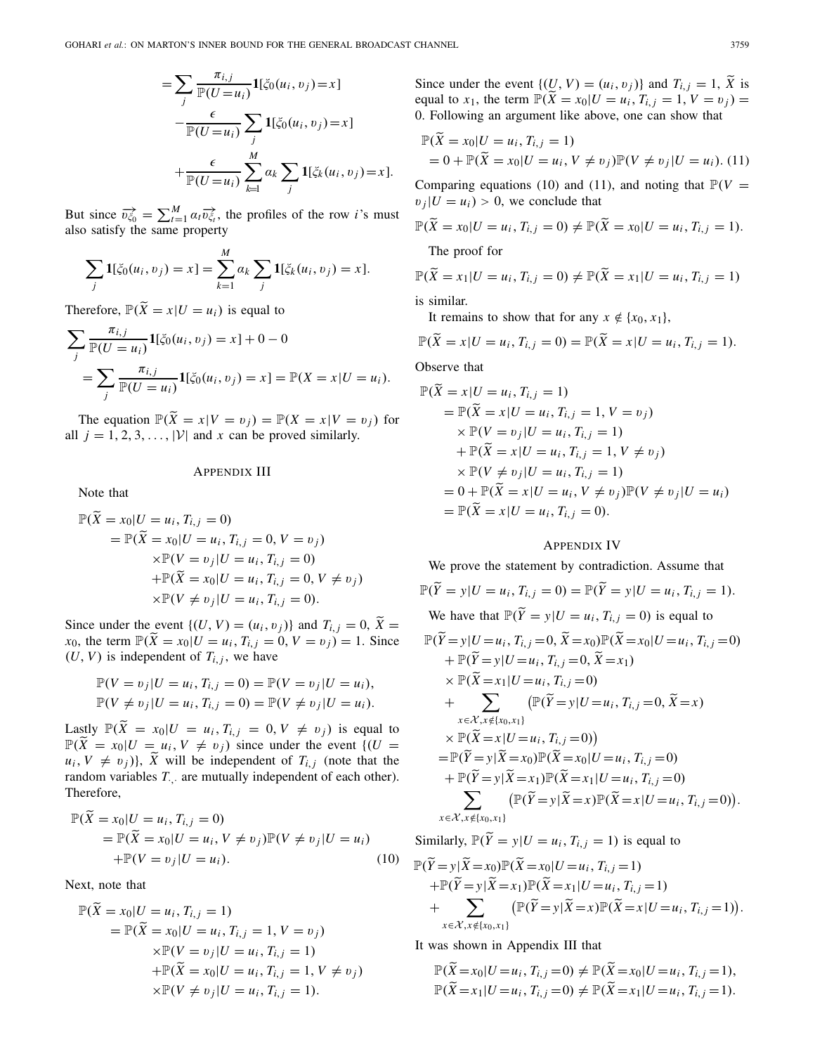$$
\begin{aligned}
&= \sum_j \frac{\pi_{i,j}}{\mathbb{P}(U=u_i)} \mathbf{1}[\xi_0(u_i, v_j)=x] \\
&\quad - \frac{\epsilon}{\mathbb{P}(U=u_i)} \sum_j \mathbf{1}[\xi_0(u_i, v_j)=x] \\
&\quad + \frac{\epsilon}{\mathbb{P}(U=u_i)} \sum_{k=1}^{M} \alpha_k \sum_j \mathbf{1}[\xi_k(u_i, v_j)=x].
\end{aligned}
$$

But since $\overrightarrow{v_{\xi_0}} = \sum_{t=1}^{M} \alpha_t \overrightarrow{v_{\xi_t}}$, the profiles of the row $i$'s must also satisfy the same property

$$
\sum_j \mathbf{1}[\xi_0(u_i, v_j) = x] = \sum_{k=1}^{M} \alpha_k \sum_j \mathbf{1}[\xi_k(u_i, v_j) = x].
$$

Therefore, $\mathbb{P}(\widetilde{X} = x | U = u_i)$ is equal to

$$
\begin{aligned}
&\sum_j \frac{\pi_{i,j}}{\mathbb{P}(U = u_i)} \mathbf{1}[\xi_0(u_i, v_j) = x] + 0 - 0 \\
&= \sum_j \frac{\pi_{i,j}}{\mathbb{P}(U = u_i)} \mathbf{1}[\xi_0(u_i, v_j) = x] = \mathbb{P}(X = x | U = u_i).
\end{aligned}
$$

The equation $\mathbb{P}(\widetilde{X} = x | V = v_j) = \mathbb{P}(X = x | V = v_j)$ for all $j = 1, 2, 3, \ldots, |\mathcal{V}|$ and $x$ can be proved similarly.

## Appendix III

Note that

$$
\begin{aligned}
\mathbb{P}(\widetilde{X} = x_0 | U = u_i, T_{i,j} = 0)
&= \mathbb{P}(\widetilde{X} = x_0 | U = u_i, T_{i,j} = 0, V = v_j) \\
&\quad \times \mathbb{P}(V = v_j | U = u_i, T_{i,j} = 0) \\
&\quad + \mathbb{P}(\widetilde{X} = x_0 | U = u_i, T_{i,j} = 0, V \neq v_j) \\
&\quad \times \mathbb{P}(V \neq v_j | U = u_i, T_{i,j} = 0).
\end{aligned}
$$

Since under the event $\{(U, V) = (u_i, v_j)\}$ and $T_{i,j} = 0$, $\widetilde{X} = x_0$, the term $\mathbb{P}(\widetilde{X} = x_0 | U = u_i, T_{i,j} = 0, V = v_j) = 1$. Since $(U, V)$ is independent of $T_{i,j}$, we have

$$
\begin{aligned}
\mathbb{P}(V = v_j | U = u_i, T_{i,j} = 0) &= \mathbb{P}(V = v_j | U = u_i), \\
\mathbb{P}(V \neq v_j | U = u_i, T_{i,j} = 0) &= \mathbb{P}(V \neq v_j | U = u_i).
\end{aligned}
$$

Lastly $\mathbb{P}(\widetilde{X} = x_0 | U = u_i, T_{i,j} = 0, V \neq v_j)$ is equal to $\mathbb{P}(\widetilde{X} = x_0 | U = u_i, V \neq v_j)$ since under the event $\{(U = u_i, V \neq v_j)\}$, $\widetilde{X}$ will be independent of $T_{i,j}$ (note that the random variables $T_{\cdot,\cdot}$ are mutually independent of each other). Therefore,

$$
\begin{aligned}
\mathbb{P}(\widetilde{X} = x_0 | U = u_i, T_{i,j} = 0)
&= \mathbb{P}(\widetilde{X} = x_0 | U = u_i, V \neq v_j) \mathbb{P}(V \neq v_j | U = u_i) \\
&\quad + \mathbb{P}(V = v_j | U = u_i). \qquad (10)
\end{aligned}
$$

Next, note that

$$
\begin{aligned}
\mathbb{P}(\widetilde{X} = x_0 | U = u_i, T_{i,j} = 1)
&= \mathbb{P}(\widetilde{X} = x_0 | U = u_i, T_{i,j} = 1, V = v_j) \\
&\quad \times \mathbb{P}(V = v_j | U = u_i, T_{i,j} = 1) \\
&\quad + \mathbb{P}(\widetilde{X} = x_0 | U = u_i, T_{i,j} = 1, V \neq v_j) \\
&\quad \times \mathbb{P}(V \neq v_j | U = u_i, T_{i,j} = 1).
\end{aligned}
$$

Since under the event $\{(U, V) = (u_i, v_j)\}$ and $T_{i,j} = 1$, $\widetilde{X}$ is equal to $x_1$, the term $\mathbb{P}(\widetilde{X} = x_0 | U = u_i, T_{i,j} = 1, V = v_j) = 0$. Following an argument like above, one can show that

$$
\begin{aligned}
&\mathbb{P}(\widetilde{X} = x_0 | U = u_i, T_{i,j} = 1) \\
&= 0 + \mathbb{P}(\widetilde{X} = x_0 | U = u_i, V \neq v_j) \mathbb{P}(V \neq v_j | U = u_i). \qquad (11)
\end{aligned}
$$

Comparing equations (10) and (11), and noting that $\mathbb{P}(V = v_j | U = u_i) > 0$, we conclude that

$$
\mathbb{P}(\widetilde{X} = x_0 | U = u_i, T_{i,j} = 0) \neq \mathbb{P}(\widetilde{X} = x_0 | U = u_i, T_{i,j} = 1).
$$

The proof for

$$
\mathbb{P}(\widetilde{X} = x_1 | U = u_i, T_{i,j} = 0) \neq \mathbb{P}(\widetilde{X} = x_1 | U = u_i, T_{i,j} = 1)
$$

is similar.

It remains to show that for any $x \notin \{x_0, x_1\}$,

$$
\mathbb{P}(\widetilde{X} = x | U = u_i, T_{i,j} = 0) = \mathbb{P}(\widetilde{X} = x | U = u_i, T_{i,j} = 1).
$$

Observe that

$$
\begin{aligned}
&\mathbb{P}(\widetilde{X} = x | U = u_i, T_{i,j} = 1) \\
&= \mathbb{P}(\widetilde{X} = x | U = u_i, T_{i,j} = 1, V = v_j) \\
&\quad \times \mathbb{P}(V = v_j | U = u_i, T_{i,j} = 1) \\
&\quad + \mathbb{P}(\widetilde{X} = x | U = u_i, T_{i,j} = 1, V \neq v_j) \\
&\quad \times \mathbb{P}(V \neq v_j | U = u_i, T_{i,j} = 1) \\
&= 0 + \mathbb{P}(\widetilde{X} = x | U = u_i, V \neq v_j) \mathbb{P}(V \neq v_j | U = u_i) \\
&= \mathbb{P}(\widetilde{X} = x | U = u_i, T_{i,j} = 0).
\end{aligned}
$$

## Appendix IV

We prove the statement by contradiction. Assume that

$$
\mathbb{P}(\widetilde{Y} = y | U = u_i, T_{i,j} = 0) = \mathbb{P}(\widetilde{Y} = y | U = u_i, T_{i,j} = 1).
$$

We have that $\mathbb{P}(\widetilde{Y} = y | U = u_i, T_{i,j} = 0)$ is equal to

$$
\begin{aligned}
&\mathbb{P}(\widetilde{Y} = y | U = u_i, T_{i,j} = 0, \widetilde{X} = x_0) \mathbb{P}(\widetilde{X} = x_0 | U = u_i, T_{i,j} = 0) \\
&\quad + \mathbb{P}(\widetilde{Y} = y | U = u_i, T_{i,j} = 0, \widetilde{X} = x_1) \\
&\quad \times \mathbb{P}(\widetilde{X} = x_1 | U = u_i, T_{i,j} = 0) \\
&\quad + \sum_{x \in \mathcal{X}, x \notin \{x_0, x_1\}} \big( \mathbb{P}(\widetilde{Y} = y | U = u_i, T_{i,j} = 0, \widetilde{X} = x) \\
&\quad \times \mathbb{P}(\widetilde{X} = x | U = u_i, T_{i,j} = 0) \big) \\
&= \mathbb{P}(\widetilde{Y} = y | \widetilde{X} = x_0) \mathbb{P}(\widetilde{X} = x_0 | U = u_i, T_{i,j} = 0) \\
&\quad + \mathbb{P}(\widetilde{Y} = y | \widetilde{X} = x_1) \mathbb{P}(\widetilde{X} = x_1 | U = u_i, T_{i,j} = 0) \\
&\quad \sum_{x \in \mathcal{X}, x \notin \{x_0, x_1\}} \big( \mathbb{P}(\widetilde{Y} = y | \widetilde{X} = x) \mathbb{P}(\widetilde{X} = x | U = u_i, T_{i,j} = 0) \big).
\end{aligned}
$$

Similarly, $\mathbb{P}(\widetilde{Y} = y | U = u_i, T_{i,j} = 1)$ is equal to

$$
\begin{aligned}
&\mathbb{P}(\widetilde{Y} = y | \widetilde{X} = x_0) \mathbb{P}(\widetilde{X} = x_0 | U = u_i, T_{i,j} = 1) \\
&\quad + \mathbb{P}(\widetilde{Y} = y | \widetilde{X} = x_1) \mathbb{P}(\widetilde{X} = x_1 | U = u_i, T_{i,j} = 1) \\
&\quad + \sum_{x \in \mathcal{X}, x \notin \{x_0, x_1\}} \big( \mathbb{P}(\widetilde{Y} = y | \widetilde{X} = x) \mathbb{P}(\widetilde{X} = x | U = u_i, T_{i,j} = 1) \big).
\end{aligned}
$$

It was shown in Appendix III that

$$
\begin{aligned}
\mathbb{P}(\widetilde{X} = x_0 | U = u_i, T_{i,j} = 0) &\neq \mathbb{P}(\widetilde{X} = x_0 | U = u_i, T_{i,j} = 1), \\
\mathbb{P}(\widetilde{X} = x_1 | U = u_i, T_{i,j} = 0) &\neq \mathbb{P}(\widetilde{X} = x_1 | U = u_i, T_{i,j} = 1).
\end{aligned}
$$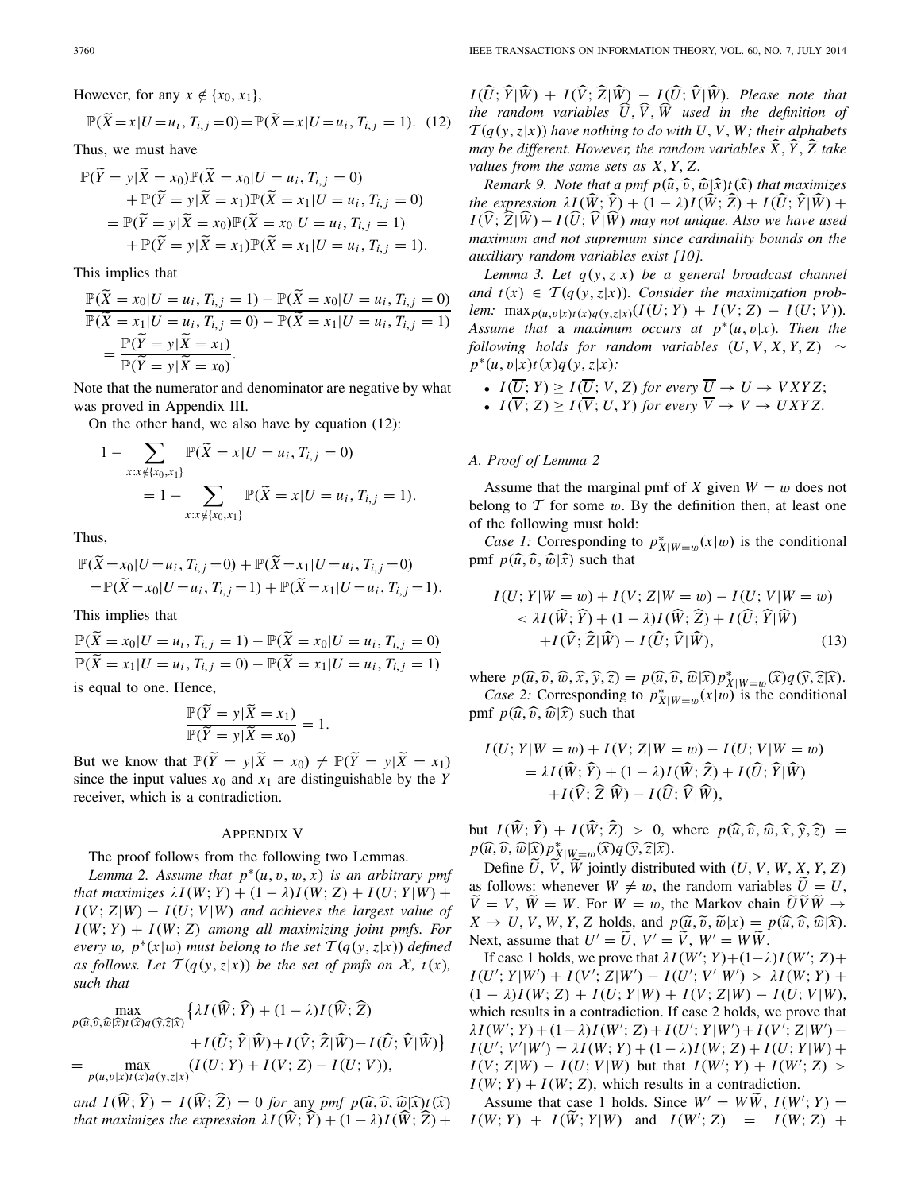However, for any $x \notin \{x_0, x_1\}$,

$$\mathbb{P}(\widetilde{X}=x|U=u_i, T_{i,j}=0)=\mathbb{P}(\widetilde{X}=x|U=u_i, T_{i,j}=1). \quad (12)$$

Thus, we must have

$$\begin{aligned}
&\mathbb{P}(\widetilde{Y}=y|\widetilde{X}=x_0)\mathbb{P}(\widetilde{X}=x_0|U=u_i, T_{i,j}=0) \\
&\quad + \mathbb{P}(\widetilde{Y}=y|\widetilde{X}=x_1)\mathbb{P}(\widetilde{X}=x_1|U=u_i, T_{i,j}=0) \\
&= \mathbb{P}(\widetilde{Y}=y|\widetilde{X}=x_0)\mathbb{P}(\widetilde{X}=x_0|U=u_i, T_{i,j}=1) \\
&\quad + \mathbb{P}(\widetilde{Y}=y|\widetilde{X}=x_1)\mathbb{P}(\widetilde{X}=x_1|U=u_i, T_{i,j}=1).
\end{aligned}$$

This implies that

$$\frac{\mathbb{P}(\widetilde{X}=x_0|U=u_i, T_{i,j}=1)-\mathbb{P}(\widetilde{X}=x_0|U=u_i, T_{i,j}=0)}{\mathbb{P}(\widetilde{X}=x_1|U=u_i, T_{i,j}=0)-\mathbb{P}(\widetilde{X}=x_1|U=u_i, T_{i,j}=1)} = \frac{\mathbb{P}(\widetilde{Y}=y|\widetilde{X}=x_1)}{\mathbb{P}(\widetilde{Y}=y|\widetilde{X}=x_0)}.$$

Note that the numerator and denominator are negative by what was proved in Appendix III.

On the other hand, we also have by equation (12):

$$\begin{aligned}
1-&\sum_{x:x\notin\{x_0,x_1\}}\mathbb{P}(\widetilde{X}=x|U=u_i, T_{i,j}=0) \\
&= 1-\sum_{x:x\notin\{x_0,x_1\}}\mathbb{P}(\widetilde{X}=x|U=u_i, T_{i,j}=1).
\end{aligned}$$

Thus,

$$\begin{aligned}
&\mathbb{P}(\widetilde{X}=x_0|U=u_i, T_{i,j}=0)+\mathbb{P}(\widetilde{X}=x_1|U=u_i, T_{i,j}=0) \\
&=\mathbb{P}(\widetilde{X}=x_0|U=u_i, T_{i,j}=1)+\mathbb{P}(\widetilde{X}=x_1|U=u_i, T_{i,j}=1).
\end{aligned}$$

This implies that

$$\frac{\mathbb{P}(\widetilde{X}=x_0|U=u_i, T_{i,j}=1)-\mathbb{P}(\widetilde{X}=x_0|U=u_i, T_{i,j}=0)}{\mathbb{P}(\widetilde{X}=x_1|U=u_i, T_{i,j}=0)-\mathbb{P}(\widetilde{X}=x_1|U=u_i, T_{i,j}=1)}$$

is equal to one. Hence,

$$\frac{\mathbb{P}(\widetilde{Y}=y|\widetilde{X}=x_1)}{\mathbb{P}(\widetilde{Y}=y|\widetilde{X}=x_0)}=1.$$

But we know that $\mathbb{P}(\widetilde{Y}=y|\widetilde{X}=x_0) \neq \mathbb{P}(\widetilde{Y}=y|\widetilde{X}=x_1)$ since the input values $x_0$ and $x_1$ are distinguishable by the $Y$ receiver, which is a contradiction.

## Appendix V

The proof follows from the following two Lemmas.

*Lemma 2. Assume that $p^*(u, v, w, x)$ is an arbitrary pmf that maximizes $\lambda I(W;Y)+(1-\lambda)I(W;Z)+I(U;Y|W)+I(V;Z|W)-I(U;V|W)$ and achieves the largest value of $I(W;Y)+I(W;Z)$ among all maximizing joint pmfs. For every $w$, $p^*(x|w)$ must belong to the set $\mathcal{T}(q(y,z|x))$ defined as follows. Let $\mathcal{T}(q(y,z|x))$ be the set of pmfs on $\mathcal{X}$, $t(x)$, such that*

$$\begin{aligned}
&\max_{p(\widehat{u},\widehat{v},\widehat{w}|\widehat{x})t(\widehat{x})q(\widehat{y},\widehat{z}|\widehat{x})}\big\{\lambda I(\widehat{W};\widehat{Y})+(1-\lambda)I(\widehat{W};\widehat{Z}) \\
&\qquad +I(\widehat{U};\widehat{Y}|\widehat{W})+I(\widehat{V};\widehat{Z}|\widehat{W})-I(\widehat{U};\widehat{V}|\widehat{W})\big\} \\
&= \max_{p(u,v|x)t(x)q(y,z|x)}(I(U;Y)+I(V;Z)-I(U;V)),
\end{aligned}$$

*and $I(\widehat{W};\widehat{Y})=I(\widehat{W};\widehat{Z})=0$ for any pmf $p(\widehat{u},\widehat{v},\widehat{w}|\widehat{x})t(\widehat{x})$ that maximizes the expression $\lambda I(\widehat{W};\widehat{Y})+(1-\lambda)I(\widehat{W};\widehat{Z})+I(\widehat{U};\widehat{Y}|\widehat{W})+I(\widehat{V};\widehat{Z}|\widehat{W})-I(\widehat{U};\widehat{V}|\widehat{W})$. Please note that the random variables $\widehat{U},\widehat{V},\widehat{W}$ used in the definition of $\mathcal{T}(q(y,z|x))$ have nothing to do with $U,V,W$; their alphabets may be different. However, the random variables $\widehat{X},\widehat{Y},\widehat{Z}$ take values from the same sets as $X,Y,Z$.*

*Remark 9. Note that a pmf $p(\widehat{u},\widehat{v},\widehat{w}|\widehat{x})t(\widehat{x})$ that maximizes the expression $\lambda I(\widehat{W};\widehat{Y})+(1-\lambda)I(\widehat{W};\widehat{Z})+I(\widehat{U};\widehat{Y}|\widehat{W})+I(\widehat{V};\widehat{Z}|\widehat{W})-I(\widehat{U};\widehat{V}|\widehat{W})$ may not unique. Also we have used maximum and not supremum since cardinality bounds on the auxiliary random variables exist [10].*

*Lemma 3. Let $q(y,z|x)$ be a general broadcast channel and $t(x)\in\mathcal{T}(q(y,z|x))$. Consider the maximization problem: $\max_{p(u,v|x)t(x)q(y,z|x)}(I(U;Y)+I(V;Z)-I(U;V))$. Assume that* a *maximum occurs at $p^*(u,v|x)$. Then the following holds for random variables $(U,V,X,Y,Z)\sim p^*(u,v|x)t(x)q(y,z|x)$:*

- *$I(\overline{U};Y)\geq I(\overline{U};V,Z)$ for every $\overline{U}\to U\to VXYZ$;*
- *$I(\overline{V};Z)\geq I(\overline{V};U,Y)$ for every $\overline{V}\to V\to UXYZ$.*

### A. Proof of Lemma 2

Assume that the marginal pmf of $X$ given $W=w$ does not belong to $\mathcal{T}$ for some $w$. By the definition then, at least one of the following must hold:

*Case 1:* Corresponding to $p^*_{X|W=w}(x|w)$ is the conditional pmf $p(\widehat{u},\widehat{v},\widehat{w}|\widehat{x})$ such that

$$\begin{aligned}
&I(U;Y|W=w)+I(V;Z|W=w)-I(U;V|W=w) \\
&\quad <\lambda I(\widehat{W};\widehat{Y})+(1-\lambda)I(\widehat{W};\widehat{Z})+I(\widehat{U};\widehat{Y}|\widehat{W}) \\
&\quad\quad +I(\widehat{V};\widehat{Z}|\widehat{W})-I(\widehat{U};\widehat{V}|\widehat{W}), \qquad (13)
\end{aligned}$$

where $p(\widehat{u},\widehat{v},\widehat{w},\widehat{x},\widehat{y},\widehat{z})=p(\widehat{u},\widehat{v},\widehat{w}|\widehat{x})p^*_{X|W=w}(\widehat{x})q(\widehat{y},\widehat{z}|\widehat{x})$.

*Case 2:* Corresponding to $p^*_{X|W=w}(x|w)$ is the conditional pmf $p(\widehat{u},\widehat{v},\widehat{w}|\widehat{x})$ such that

$$\begin{aligned}
&I(U;Y|W=w)+I(V;Z|W=w)-I(U;V|W=w) \\
&\quad =\lambda I(\widehat{W};\widehat{Y})+(1-\lambda)I(\widehat{W};\widehat{Z})+I(\widehat{U};\widehat{Y}|\widehat{W}) \\
&\quad\quad +I(\widehat{V};\widehat{Z}|\widehat{W})-I(\widehat{U};\widehat{V}|\widehat{W}),
\end{aligned}$$

but $I(\widehat{W};\widehat{Y})+I(\widehat{W};\widehat{Z})>0$, where $p(\widehat{u},\widehat{v},\widehat{w},\widehat{x},\widehat{y},\widehat{z})=p(\widehat{u},\widehat{v},\widehat{w}|\widehat{x})p^*_{X|W=w}(\widehat{x})q(\widehat{y},\widehat{z}|\widehat{x})$.

Define $\widetilde{U}$, $\widetilde{V}$, $\widetilde{W}$ jointly distributed with $(U,V,W,X,Y,Z)$ as follows: whenever $W\neq w$, the random variables $\widetilde{U}=U$, $\widetilde{V}=V$, $\widetilde{W}=W$. For $W=w$, the Markov chain $\widetilde{U}\widetilde{V}\widetilde{W}\to X\to U,V,W,Y,Z$ holds, and $p(\widetilde{u},\widetilde{v},\widetilde{w}|x)=p(\widehat{u},\widehat{v},\widehat{w}|\widehat{x})$. Next, assume that $U'=\widetilde{U}$, $V'=\widetilde{V}$, $W'=W\widetilde{W}$.

If case 1 holds, we prove that $\lambda I(W';Y)+(1-\lambda)I(W';Z)+I(U';Y|W')+I(V';Z|W')-I(U';V'|W')>\lambda I(W;Y)+(1-\lambda)I(W;Z)+I(U;Y|W)+I(V;Z|W)-I(U;V|W)$, which results in a contradiction. If case 2 holds, we prove that $\lambda I(W';Y)+(1-\lambda)I(W';Z)+I(U';Y|W')+I(V';Z|W')-I(U';V'|W')=\lambda I(W;Y)+(1-\lambda)I(W;Z)+I(U;Y|W)+I(V;Z|W)-I(U;V|W)$ but that $I(W';Y)+I(W';Z)>I(W;Y)+I(W;Z)$, which results in a contradiction.

Assume that case 1 holds. Since $W'=W\widetilde{W}$, $I(W';Y)=I(W;Y)+I(\widetilde{W};Y|W)$ and $I(W';Z)=I(W;Z)+$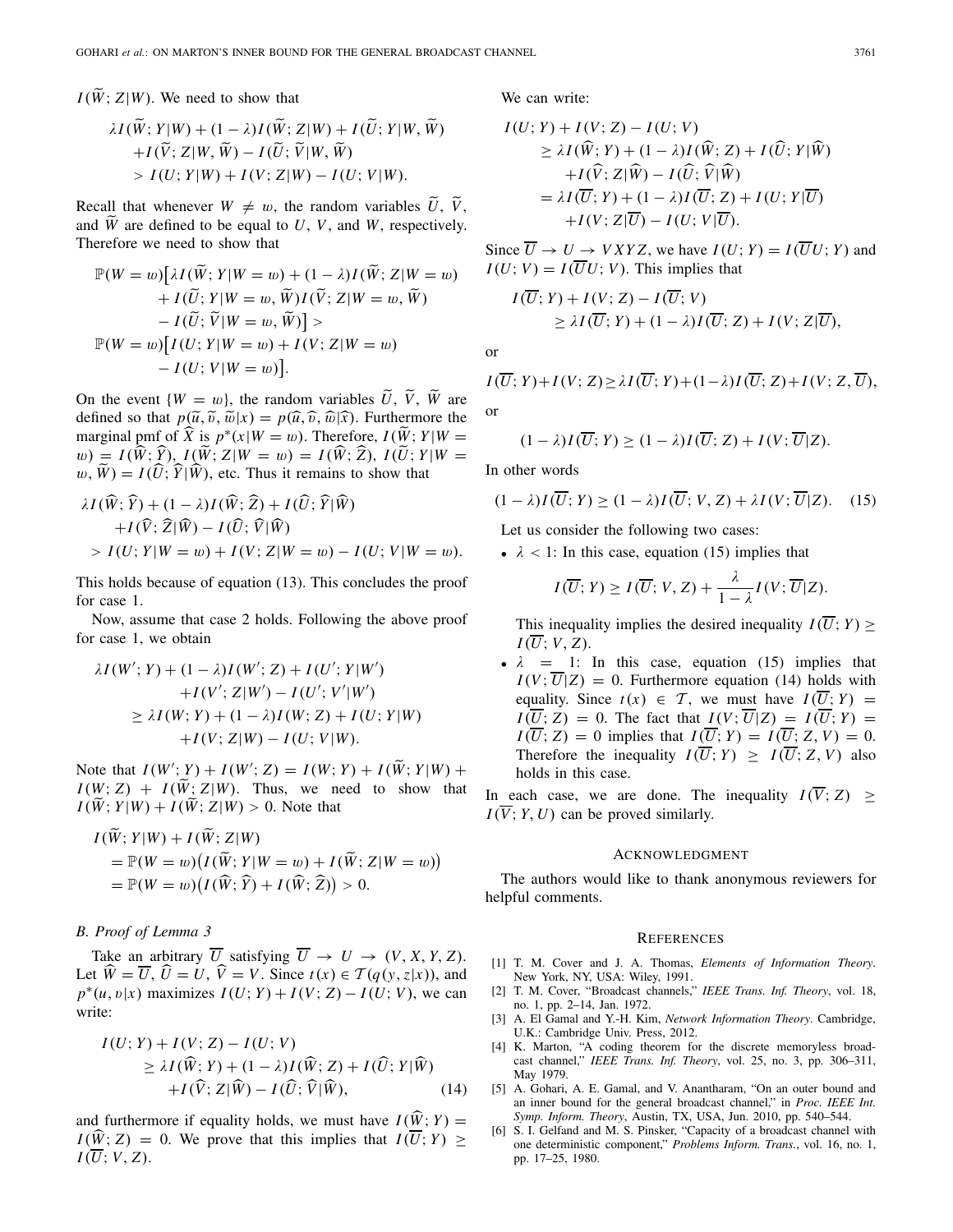$I(\widetilde{W}; Z|W)$. We need to show that

$$\lambda I(\widetilde{W}; Y|W) + (1-\lambda) I(\widetilde{W}; Z|W) + I(\widetilde{U}; Y|W, \widetilde{W}) + I(\widetilde{V}; Z|W, \widetilde{W}) - I(\widetilde{U}; \widetilde{V}|W, \widetilde{W}) > I(U; Y|W) + I(V; Z|W) - I(U; V|W).$$

Recall that whenever $W \neq w$, the random variables $\widetilde{U}$, $\widetilde{V}$, and $\widetilde{W}$ are defined to be equal to $U$, $V$, and $W$, respectively. Therefore we need to show that

$$\mathbb{P}(W = w)\big[\lambda I(\widetilde{W}; Y|W = w) + (1-\lambda) I(\widetilde{W}; Z|W = w) + I(\widetilde{U}; Y|W = w, \widetilde{W}) I(\widetilde{V}; Z|W = w, \widetilde{W}) - I(\widetilde{U}; \widetilde{V}|W = w, \widetilde{W})\big] > \mathbb{P}(W = w)\big[I(U; Y|W = w) + I(V; Z|W = w) - I(U; V|W = w)\big].$$

On the event $\{W = w\}$, the random variables $\widetilde{U}$, $\widetilde{V}$, $\widetilde{W}$ are defined so that $p(\widetilde{u}, \widetilde{v}, \widetilde{w}|x) = p(\widehat{u}, \widehat{v}, \widehat{w}|\widehat{x})$. Furthermore the marginal pmf of $\widehat{X}$ is $p^*(x|W = w)$. Therefore, $I(\widetilde{W}; Y|W = w) = I(\widehat{W}; \widehat{Y})$, $I(\widetilde{W}; Z|W = w) = I(\widehat{W}; \widehat{Z})$, $I(\widetilde{U}; Y|W = w, \widetilde{W}) = I(\widehat{U}; \widehat{Y}|\widehat{W})$, etc. Thus it remains to show that

$$\lambda I(\widehat{W}; \widehat{Y}) + (1-\lambda) I(\widehat{W}; \widehat{Z}) + I(\widehat{U}; \widehat{Y}|\widehat{W}) + I(\widehat{V}; \widehat{Z}|\widehat{W}) - I(\widehat{U}; \widehat{V}|\widehat{W}) > I(U; Y|W = w) + I(V; Z|W = w) - I(U; V|W = w).$$

This holds because of equation (13). This concludes the proof for case 1.

Now, assume that case 2 holds. Following the above proof for case 1, we obtain

$$\lambda I(W'; Y) + (1-\lambda) I(W'; Z) + I(U'; Y|W') + I(V'; Z|W') - I(U'; V'|W') \geq \lambda I(W; Y) + (1-\lambda) I(W; Z) + I(U; Y|W) + I(V; Z|W) - I(U; V|W).$$

Note that $I(W'; Y) + I(W'; Z) = I(W; Y) + I(\widetilde{W}; Y|W) + I(W; Z) + I(\widetilde{W}; Z|W)$. Thus, we need to show that $I(\widetilde{W}; Y|W) + I(\widetilde{W}; Z|W) > 0$. Note that

$$\begin{aligned} I(\widetilde{W}; Y|W) + I(\widetilde{W}; Z|W) &= \mathbb{P}(W = w)\big(I(\widetilde{W}; Y|W = w) + I(\widetilde{W}; Z|W = w)\big) \\ &= \mathbb{P}(W = w)\big(I(\widehat{W}; \widehat{Y}) + I(\widehat{W}; \widehat{Z})\big) > 0. \end{aligned}$$

### B. Proof of Lemma 3

Take an arbitrary $\overline{U}$ satisfying $\overline{U} \to U \to (V, X, Y, Z)$. Let $\widehat{W} = \overline{U}$, $\widehat{U} = U$, $\widehat{V} = V$. Since $t(x) \in \mathcal{T}(q(y, z|x))$, and $p^*(u, v|x)$ maximizes $I(U; Y) + I(V; Z) - I(U; V)$, we can write:

$$\begin{aligned} I(U; Y) + I(V; Z) - I(U; V) &\geq \lambda I(\widehat{W}; Y) + (1-\lambda) I(\widehat{W}; Z) + I(\widehat{U}; Y|\widehat{W}) \\ &\quad + I(\widehat{V}; Z|\widehat{W}) - I(\widehat{U}; \widehat{V}|\widehat{W}), \end{aligned} \tag{14}$$

and furthermore if equality holds, we must have $I(\widehat{W}; Y) = I(\widehat{W}; Z) = 0$. We prove that this implies that $I(\overline{U}; Y) \geq I(\overline{U}; V, Z)$.

We can write:

$$\begin{aligned} I(U; Y) + I(V; Z) - I(U; V) &\geq \lambda I(\widehat{W}; Y) + (1-\lambda) I(\widehat{W}; Z) + I(\widehat{U}; Y|\widehat{W}) \\ &\quad + I(\widehat{V}; Z|\widehat{W}) - I(\widehat{U}; \widehat{V}|\widehat{W}) \\ &= \lambda I(\overline{U}; Y) + (1-\lambda) I(\overline{U}; Z) + I(U; Y|\overline{U}) \\ &\quad + I(V; Z|\overline{U}) - I(U; V|\overline{U}). \end{aligned}$$

Since $\overline{U} \to U \to VXYZ$, we have $I(U; Y) = I(\overline{U}U; Y)$ and $I(U; V) = I(\overline{U}U; V)$. This implies that

$$I(\overline{U}; Y) + I(V; Z) - I(\overline{U}; V) \geq \lambda I(\overline{U}; Y) + (1-\lambda) I(\overline{U}; Z) + I(V; Z|\overline{U}),$$

or

$$I(\overline{U}; Y) + I(V; Z) \geq \lambda I(\overline{U}; Y) + (1-\lambda) I(\overline{U}; Z) + I(V; Z, \overline{U}),$$

or

$$(1-\lambda) I(\overline{U}; Y) \geq (1-\lambda) I(\overline{U}; Z) + I(V; \overline{U}|Z).$$

In other words

$$(1-\lambda) I(\overline{U}; Y) \geq (1-\lambda) I(\overline{U}; V, Z) + \lambda I(V; \overline{U}|Z). \tag{15}$$

Let us consider the following two cases:

- $\lambda < 1$: In this case, equation (15) implies that
$$I(\overline{U}; Y) \geq I(\overline{U}; V, Z) + \frac{\lambda}{1-\lambda} I(V; \overline{U}|Z).$$
This inequality implies the desired inequality $I(\overline{U}; Y) \geq I(\overline{U}; V, Z)$.
- $\lambda = 1$: In this case, equation (15) implies that $I(V; \overline{U}|Z) = 0$. Furthermore equation (14) holds with equality. Since $t(x) \in \mathcal{T}$, we must have $I(\overline{U}; Y) = I(\overline{U}; Z) = 0$. The fact that $I(V; \overline{U}|Z) = I(\overline{U}; Y) = I(\overline{U}; Z) = 0$ implies that $I(\overline{U}; Y) = I(\overline{U}; Z, V) = 0$. Therefore the inequality $I(\overline{U}; Y) \geq I(\overline{U}; Z, V)$ also holds in this case.

In each case, we are done. The inequality $I(\overline{V}; Z) \geq I(\overline{V}; Y, U)$ can be proved similarly.

## Acknowledgment

The authors would like to thank anonymous reviewers for helpful comments.

## References

[1] T. M. Cover and J. A. Thomas, *Elements of Information Theory*. New York, NY, USA: Wiley, 1991.

[2] T. M. Cover, "Broadcast channels," *IEEE Trans. Inf. Theory*, vol. 18, no. 1, pp. 2–14, Jan. 1972.

[3] A. El Gamal and Y.-H. Kim, *Network Information Theory*. Cambridge, U.K.: Cambridge Univ. Press, 2012.

[4] K. Marton, "A coding theorem for the discrete memoryless broadcast channel," *IEEE Trans. Inf. Theory*, vol. 25, no. 3, pp. 306–311, May 1979.

[5] A. Gohari, A. E. Gamal, and V. Anantharam, "On an outer bound and an inner bound for the general broadcast channel," in *Proc. IEEE Int. Symp. Inform. Theory*, Austin, TX, USA, Jun. 2010, pp. 540–544.

[6] S. I. Gelfand and M. S. Pinsker, "Capacity of a broadcast channel with one deterministic component," *Problems Inform. Trans.*, vol. 16, no. 1, pp. 17–25, 1980.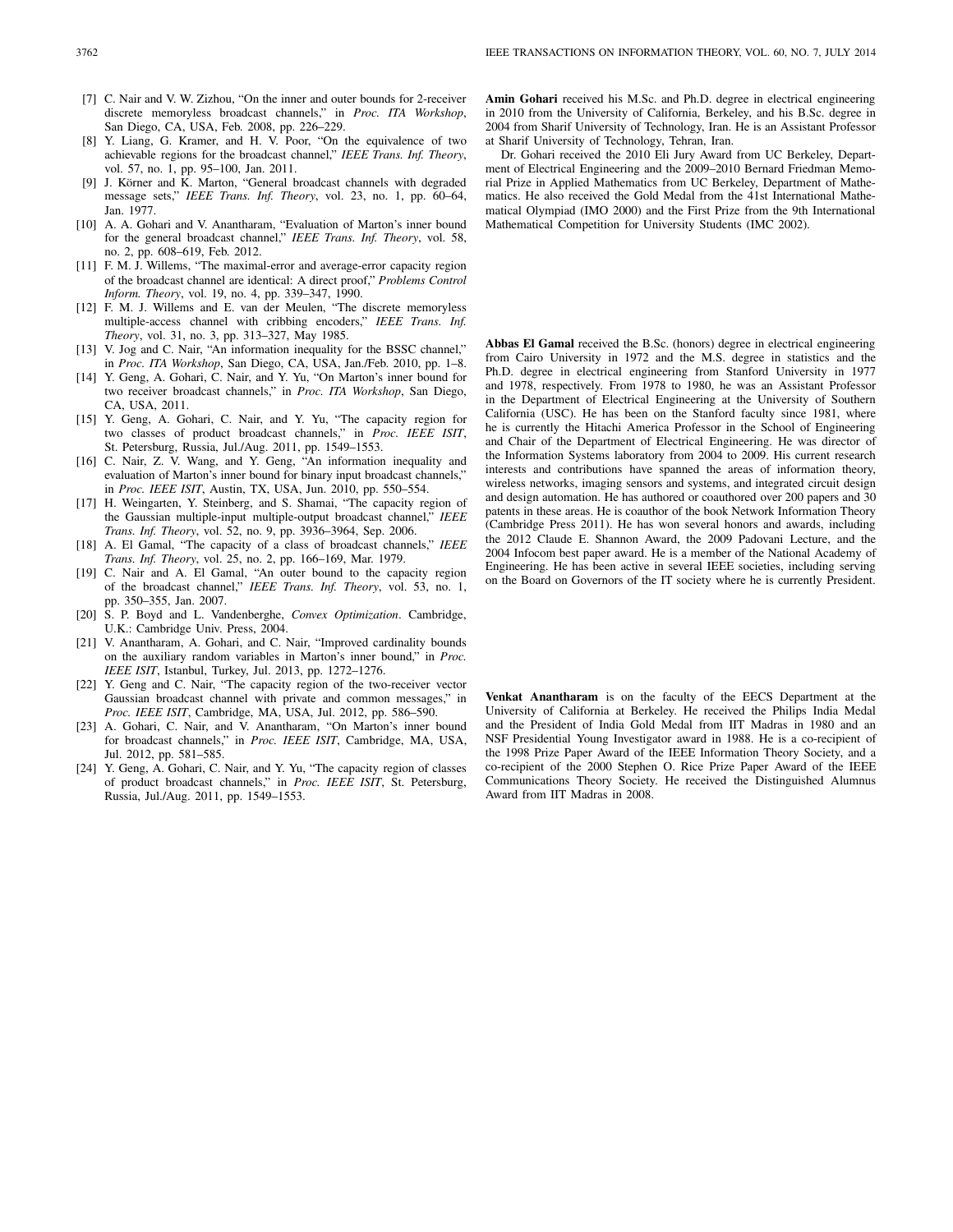[7] C. Nair and V. W. Zizhou, "On the inner and outer bounds for 2-receiver discrete memoryless broadcast channels," in *Proc. ITA Workshop*, San Diego, CA, USA, Feb. 2008, pp. 226–229.

[8] Y. Liang, G. Kramer, and H. V. Poor, "On the equivalence of two achievable regions for the broadcast channel," *IEEE Trans. Inf. Theory*, vol. 57, no. 1, pp. 95–100, Jan. 2011.

[9] J. Körner and K. Marton, "General broadcast channels with degraded message sets," *IEEE Trans. Inf. Theory*, vol. 23, no. 1, pp. 60–64, Jan. 1977.

[10] A. A. Gohari and V. Anantharam, "Evaluation of Marton's inner bound for the general broadcast channel," *IEEE Trans. Inf. Theory*, vol. 58, no. 2, pp. 608–619, Feb. 2012.

[11] F. M. J. Willems, "The maximal-error and average-error capacity region of the broadcast channel are identical: A direct proof," *Problems Control Inform. Theory*, vol. 19, no. 4, pp. 339–347, 1990.

[12] F. M. J. Willems and E. van der Meulen, "The discrete memoryless multiple-access channel with cribbing encoders," *IEEE Trans. Inf. Theory*, vol. 31, no. 3, pp. 313–327, May 1985.

[13] V. Jog and C. Nair, "An information inequality for the BSSC channel," in *Proc. ITA Workshop*, San Diego, CA, USA, Jan./Feb. 2010, pp. 1–8.

[14] Y. Geng, A. Gohari, C. Nair, and Y. Yu, "On Marton's inner bound for two receiver broadcast channels," in *Proc. ITA Workshop*, San Diego, CA, USA, 2011.

[15] Y. Geng, A. Gohari, C. Nair, and Y. Yu, "The capacity region for two classes of product broadcast channels," in *Proc. IEEE ISIT*, St. Petersburg, Russia, Jul./Aug. 2011, pp. 1549–1553.

[16] C. Nair, Z. V. Wang, and Y. Geng, "An information inequality and evaluation of Marton's inner bound for binary input broadcast channels," in *Proc. IEEE ISIT*, Austin, TX, USA, Jun. 2010, pp. 550–554.

[17] H. Weingarten, Y. Steinberg, and S. Shamai, "The capacity region of the Gaussian multiple-input multiple-output broadcast channel," *IEEE Trans. Inf. Theory*, vol. 52, no. 9, pp. 3936–3964, Sep. 2006.

[18] A. El Gamal, "The capacity of a class of broadcast channels," *IEEE Trans. Inf. Theory*, vol. 25, no. 2, pp. 166–169, Mar. 1979.

[19] C. Nair and A. El Gamal, "An outer bound to the capacity region of the broadcast channel," *IEEE Trans. Inf. Theory*, vol. 53, no. 1, pp. 350–355, Jan. 2007.

[20] S. P. Boyd and L. Vandenberghe, *Convex Optimization*. Cambridge, U.K.: Cambridge Univ. Press, 2004.

[21] V. Anantharam, A. Gohari, and C. Nair, "Improved cardinality bounds on the auxiliary random variables in Marton's inner bound," in *Proc. IEEE ISIT*, Istanbul, Turkey, Jul. 2013, pp. 1272–1276.

[22] Y. Geng and C. Nair, "The capacity region of the two-receiver vector Gaussian broadcast channel with private and common messages," in *Proc. IEEE ISIT*, Cambridge, MA, USA, Jul. 2012, pp. 586–590.

[23] A. Gohari, C. Nair, and V. Anantharam, "On Marton's inner bound for broadcast channels," in *Proc. IEEE ISIT*, Cambridge, MA, USA, Jul. 2012, pp. 581–585.

[24] Y. Geng, A. Gohari, C. Nair, and Y. Yu, "The capacity region of classes of product broadcast channels," in *Proc. IEEE ISIT*, St. Petersburg, Russia, Jul./Aug. 2011, pp. 1549–1553.

**Amin Gohari** received his M.Sc. and Ph.D. degree in electrical engineering in 2010 from the University of California, Berkeley, and his B.Sc. degree in 2004 from Sharif University of Technology, Iran. He is an Assistant Professor at Sharif University of Technology, Tehran, Iran.

Dr. Gohari received the 2010 Eli Jury Award from UC Berkeley, Department of Electrical Engineering and the 2009–2010 Bernard Friedman Memorial Prize in Applied Mathematics from UC Berkeley, Department of Mathematics. He also received the Gold Medal from the 41st International Mathematical Olympiad (IMO 2000) and the First Prize from the 9th International Mathematical Competition for University Students (IMC 2002).

**Abbas El Gamal** received the B.Sc. (honors) degree in electrical engineering from Cairo University in 1972 and the M.S. degree in statistics and the Ph.D. degree in electrical engineering from Stanford University in 1977 and 1978, respectively. From 1978 to 1980, he was an Assistant Professor in the Department of Electrical Engineering at the University of Southern California (USC). He has been on the Stanford faculty since 1981, where he is currently the Hitachi America Professor in the School of Engineering and Chair of the Department of Electrical Engineering. He was director of the Information Systems laboratory from 2004 to 2009. His current research interests and contributions have spanned the areas of information theory, wireless networks, imaging sensors and systems, and integrated circuit design and design automation. He has authored or coauthored over 200 papers and 30 patents in these areas. He is coauthor of the book Network Information Theory (Cambridge Press 2011). He has won several honors and awards, including the 2012 Claude E. Shannon Award, the 2009 Padovani Lecture, and the 2004 Infocom best paper award. He is a member of the National Academy of Engineering. He has been active in several IEEE societies, including serving on the Board on Governors of the IT society where he is currently President.

**Venkat Anantharam** is on the faculty of the EECS Department at the University of California at Berkeley. He received the Philips India Medal and the President of India Gold Medal from IIT Madras in 1980 and an NSF Presidential Young Investigator award in 1988. He is a co-recipient of the 1998 Prize Paper Award of the IEEE Information Theory Society, and a co-recipient of the 2000 Stephen O. Rice Prize Paper Award of the IEEE Communications Theory Society. He received the Distinguished Alumnus Award from IIT Madras in 2008.